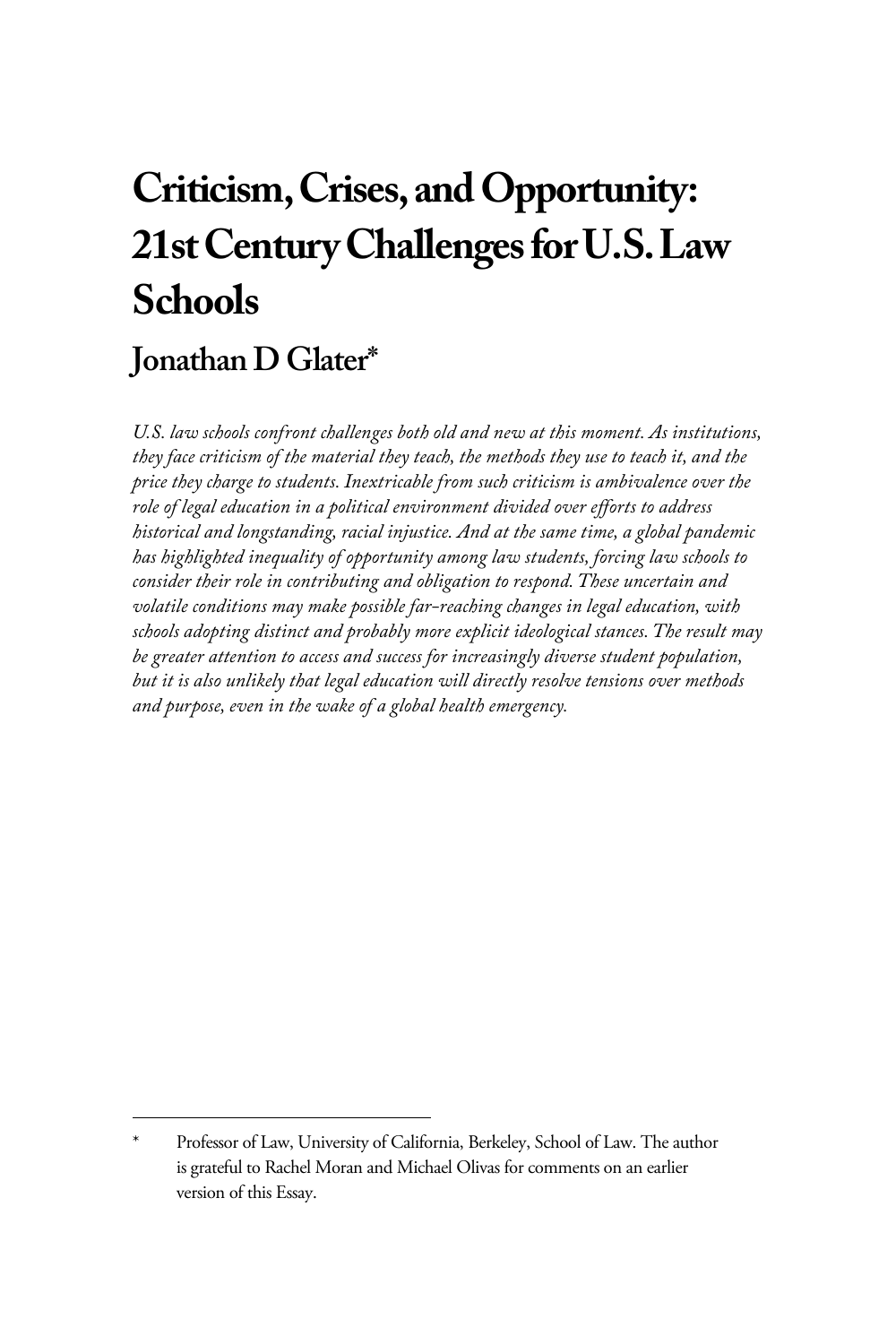# Criticism, Crises, and Opportunity: 21st Century Challenges for U.S. Law Schools

## Jonathan D Glater*

*U.S. law schools confront challenges both old and new at this moment. As institutions, they face criticism of the material they teach, the methods they use to teach it, and the price they charge to students. Inextricable from such criticism is ambivalence over the role of legal education in a political environment divided over efforts to address historical and longstanding, racial injustice. And at the same time, a global pandemic has highlighted inequality of opportunity among law students, forcing law schools to consider their role in contributing and obligation to respond. These uncertain and volatile conditions may make possible far-reaching changes in legal education, with schools adopting distinct and probably more explicit ideological stances. The result may be greater attention to access and success for increasingly diverse student population, but it is also unlikely that legal education will directly resolve tensions over methods and purpose, even in the wake of a global health emergency.*

---

\* Professor of Law, University of California, Berkeley, School of Law. The author is grateful to Rachel Moran and Michael Olivas for comments on an earlier version of this Essay.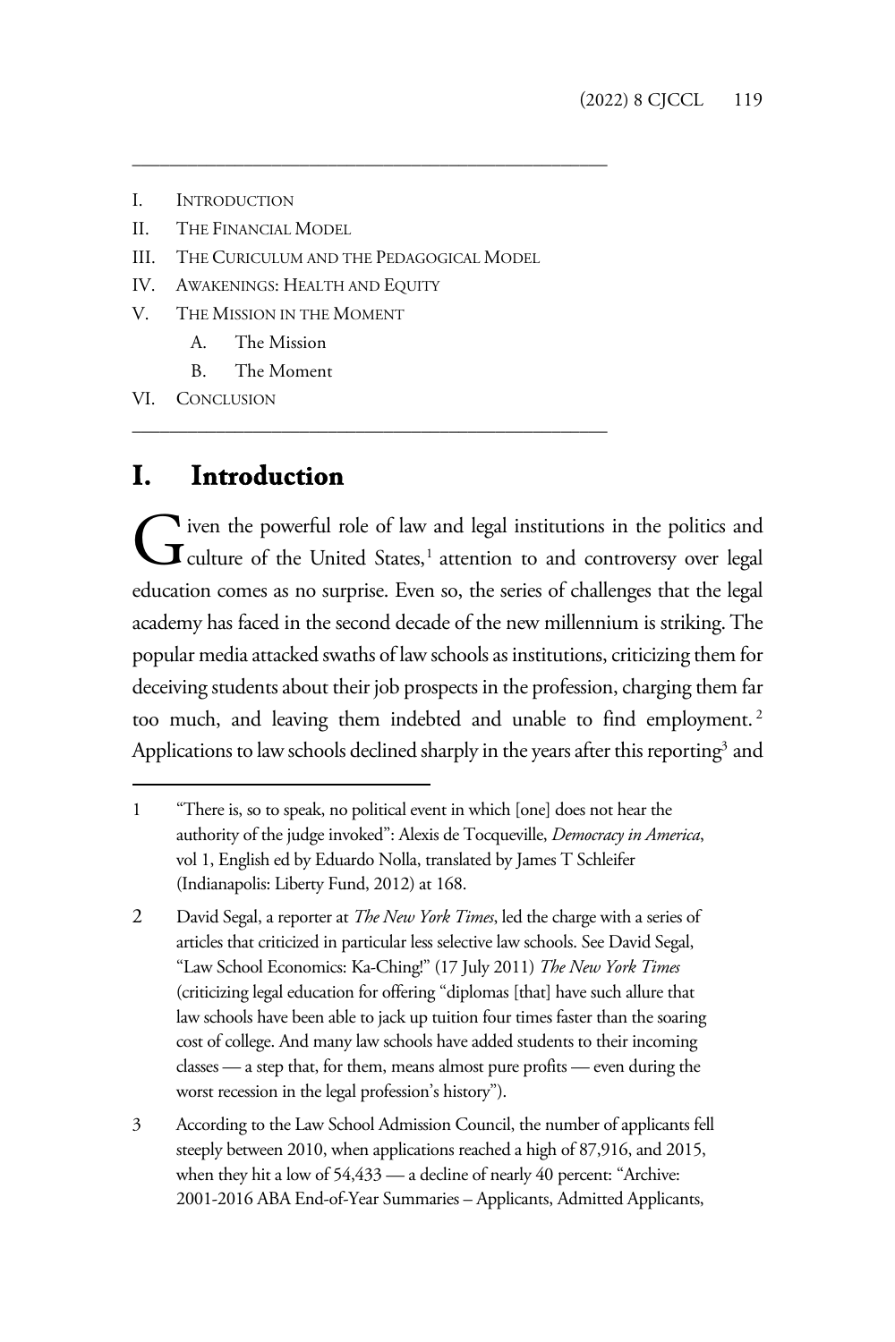- I. INTRODUCTION
- II. THE FINANCIAL MODEL
- III. THE CURICULUM AND THE PEDAGOGICAL MODEL
- IV. AWAKENINGS: HEALTH AND EQUITY
- V. THE MISSION IN THE MOMENT
  - A. The Mission
  - B. The Moment
- VI. CONCLUSION

# I. Introduction

Given the powerful role of law and legal institutions in the politics and culture of the United States,[1] attention to and controversy over legal education comes as no surprise. Even so, the series of challenges that the legal academy has faced in the second decade of the new millennium is striking. The popular media attacked swaths of law schools as institutions, criticizing them for deceiving students about their job prospects in the profession, charging them far too much, and leaving them indebted and unable to find employment.[2] Applications to law schools declined sharply in the years after this reporting[3] and

---

1 "There is, so to speak, no political event in which [one] does not hear the authority of the judge invoked": Alexis de Tocqueville, *Democracy in America*, vol 1, English ed by Eduardo Nolla, translated by James T Schleifer (Indianapolis: Liberty Fund, 2012) at 168.

2 David Segal, a reporter at *The New York Times*, led the charge with a series of articles that criticized in particular less selective law schools. See David Segal, "Law School Economics: Ka-Ching!" (17 July 2011) *The New York Times* (criticizing legal education for offering "diplomas [that] have such allure that law schools have been able to jack up tuition four times faster than the soaring cost of college. And many law schools have added students to their incoming classes — a step that, for them, means almost pure profits — even during the worst recession in the legal profession's history").

3 According to the Law School Admission Council, the number of applicants fell steeply between 2010, when applications reached a high of 87,916, and 2015, when they hit a low of 54,433 — a decline of nearly 40 percent: "Archive: 2001-2016 ABA End-of-Year Summaries – Applicants, Admitted Applicants,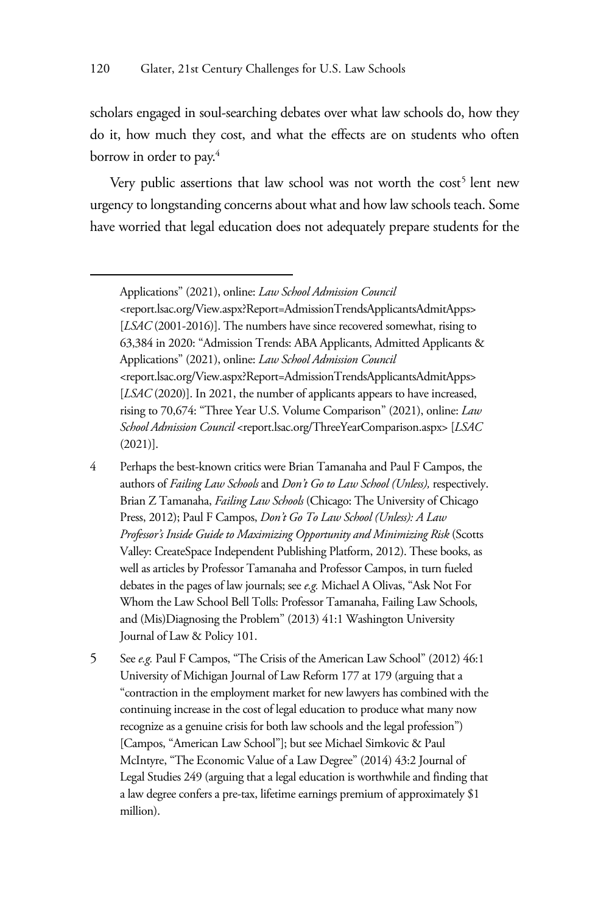scholars engaged in soul-searching debates over what law schools do, how they do it, how much they cost, and what the effects are on students who often borrow in order to pay.[4]

Very public assertions that law school was not worth the cost[5] lent new urgency to longstanding concerns about what and how law schools teach. Some have worried that legal education does not adequately prepare students for the

---

Applications" (2021), online: *Law School Admission Council* <report.lsac.org/View.aspx?Report=AdmissionTrendsApplicantsAdmitApps> [*LSAC* (2001-2016)]. The numbers have since recovered somewhat, rising to 63,384 in 2020: "Admission Trends: ABA Applicants, Admitted Applicants & Applications" (2021), online: *Law School Admission Council* <report.lsac.org/View.aspx?Report=AdmissionTrendsApplicantsAdmitApps> [*LSAC* (2020)]. In 2021, the number of applicants appears to have increased, rising to 70,674: "Three Year U.S. Volume Comparison" (2021), online: *Law School Admission Council* <report.lsac.org/ThreeYearComparison.aspx> [*LSAC* (2021)].

4 Perhaps the best-known critics were Brian Tamanaha and Paul F Campos, the authors of *Failing Law Schools* and *Don't Go to Law School (Unless),* respectively. Brian Z Tamanaha, *Failing Law Schools* (Chicago: The University of Chicago Press, 2012); Paul F Campos, *Don't Go To Law School (Unless): A Law Professor's Inside Guide to Maximizing Opportunity and Minimizing Risk* (Scotts Valley: CreateSpace Independent Publishing Platform, 2012). These books, as well as articles by Professor Tamanaha and Professor Campos, in turn fueled debates in the pages of law journals; see *e.g.* Michael A Olivas, "Ask Not For Whom the Law School Bell Tolls: Professor Tamanaha, Failing Law Schools, and (Mis)Diagnosing the Problem" (2013) 41:1 Washington University Journal of Law & Policy 101.

5 See *e.g.* Paul F Campos, "The Crisis of the American Law School" (2012) 46:1 University of Michigan Journal of Law Reform 177 at 179 (arguing that a "contraction in the employment market for new lawyers has combined with the continuing increase in the cost of legal education to produce what many now recognize as a genuine crisis for both law schools and the legal profession") [Campos, "American Law School"]; but see Michael Simkovic & Paul McIntyre, "The Economic Value of a Law Degree" (2014) 43:2 Journal of Legal Studies 249 (arguing that a legal education is worthwhile and finding that a law degree confers a pre-tax, lifetime earnings premium of approximately $1 million).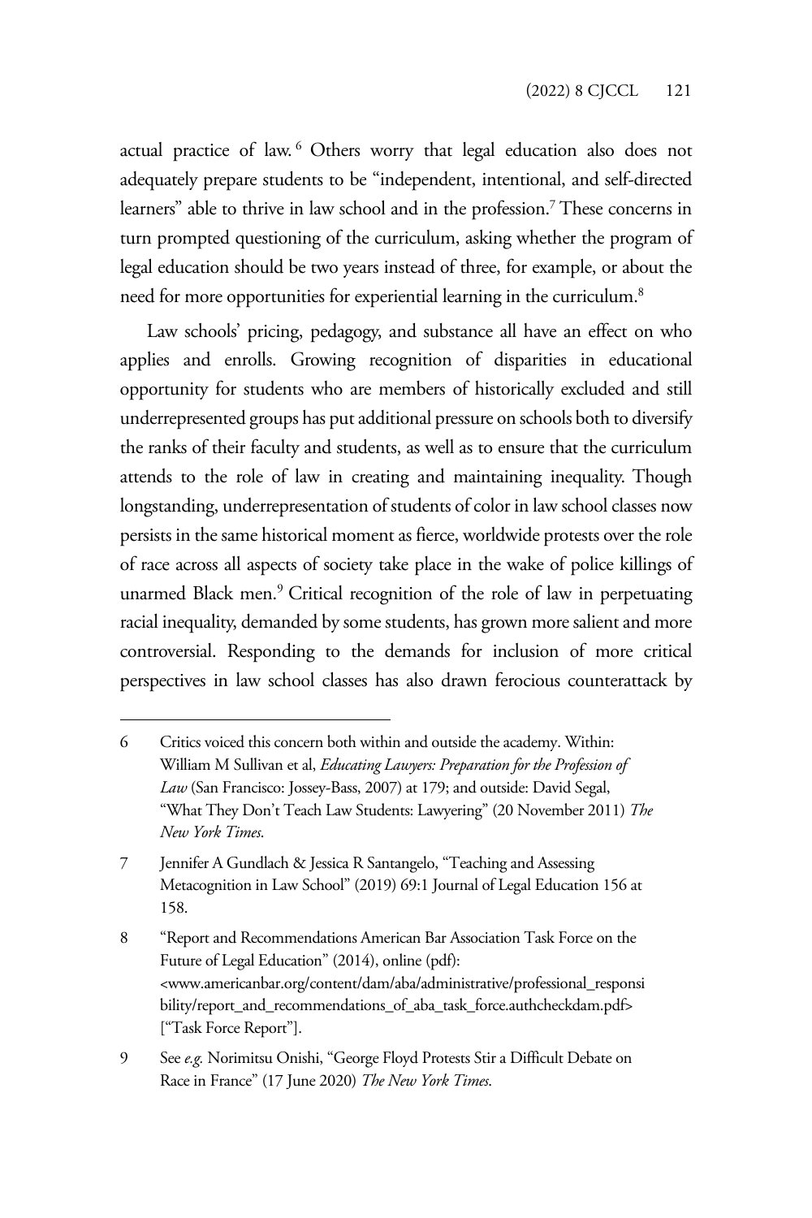actual practice of law.[6] Others worry that legal education also does not adequately prepare students to be "independent, intentional, and self-directed learners" able to thrive in law school and in the profession.[7] These concerns in turn prompted questioning of the curriculum, asking whether the program of legal education should be two years instead of three, for example, or about the need for more opportunities for experiential learning in the curriculum.[8]

Law schools' pricing, pedagogy, and substance all have an effect on who applies and enrolls. Growing recognition of disparities in educational opportunity for students who are members of historically excluded and still underrepresented groups has put additional pressure on schools both to diversify the ranks of their faculty and students, as well as to ensure that the curriculum attends to the role of law in creating and maintaining inequality. Though longstanding, underrepresentation of students of color in law school classes now persists in the same historical moment as fierce, worldwide protests over the role of race across all aspects of society take place in the wake of police killings of unarmed Black men.[9] Critical recognition of the role of law in perpetuating racial inequality, demanded by some students, has grown more salient and more controversial. Responding to the demands for inclusion of more critical perspectives in law school classes has also drawn ferocious counterattack by

---

6 Critics voiced this concern both within and outside the academy. Within: William M Sullivan et al, *Educating Lawyers: Preparation for the Profession of Law* (San Francisco: Jossey-Bass, 2007) at 179; and outside: David Segal, "What They Don't Teach Law Students: Lawyering" (20 November 2011) *The New York Times*.

7 Jennifer A Gundlach & Jessica R Santangelo, "Teaching and Assessing Metacognition in Law School" (2019) 69:1 Journal of Legal Education 156 at 158.

8 "Report and Recommendations American Bar Association Task Force on the Future of Legal Education" (2014), online (pdf): <www.americanbar.org/content/dam/aba/administrative/professional_responsibility/report_and_recommendations_of_aba_task_force.authcheckdam.pdf> ["Task Force Report"].

9 See *e.g.* Norimitsu Onishi, "George Floyd Protests Stir a Difficult Debate on Race in France" (17 June 2020) *The New York Times*.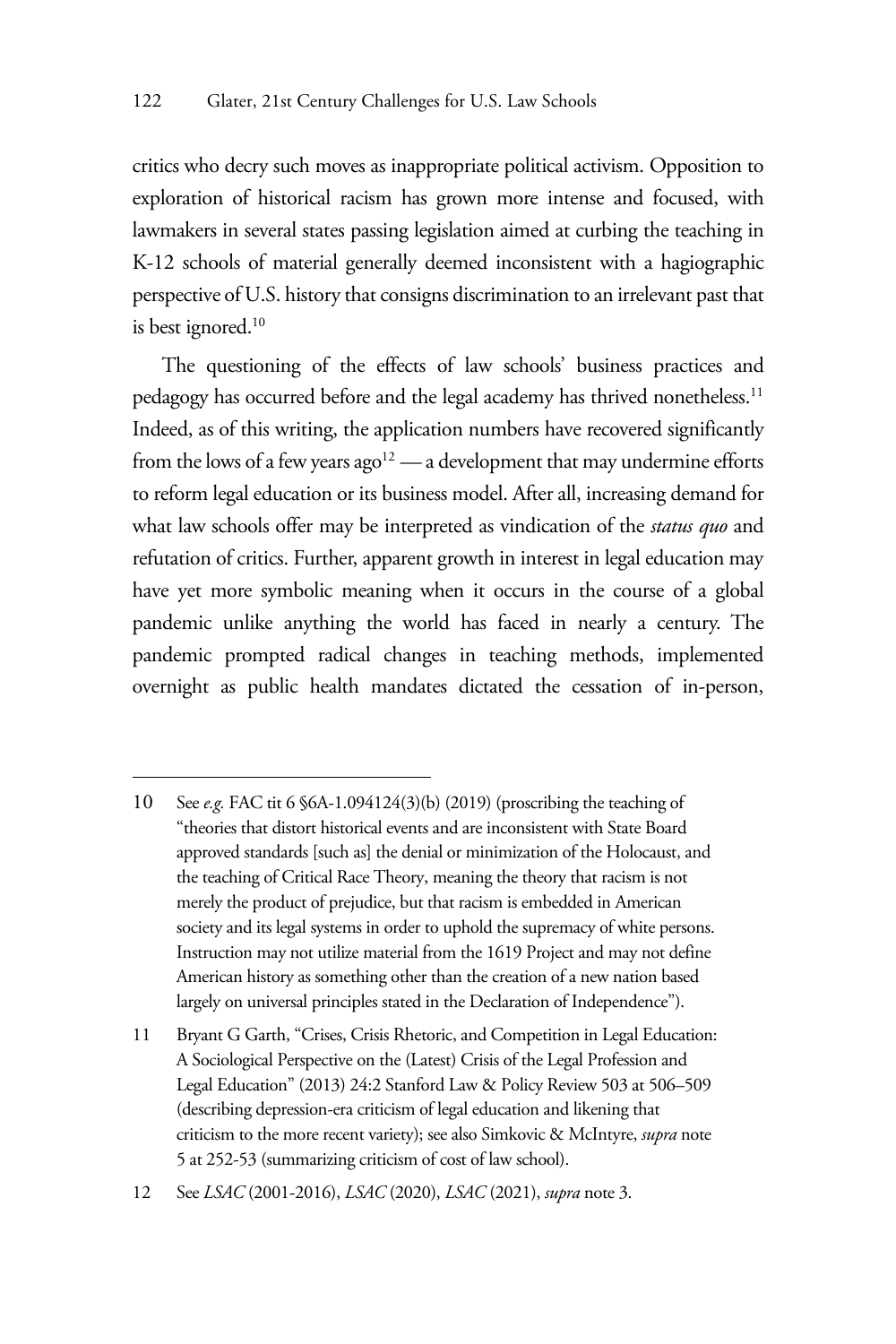critics who decry such moves as inappropriate political activism. Opposition to exploration of historical racism has grown more intense and focused, with lawmakers in several states passing legislation aimed at curbing the teaching in K-12 schools of material generally deemed inconsistent with a hagiographic perspective of U.S. history that consigns discrimination to an irrelevant past that is best ignored.[10]

The questioning of the effects of law schools' business practices and pedagogy has occurred before and the legal academy has thrived nonetheless.[11] Indeed, as of this writing, the application numbers have recovered significantly from the lows of a few years ago[12] — a development that may undermine efforts to reform legal education or its business model. After all, increasing demand for what law schools offer may be interpreted as vindication of the *status quo* and refutation of critics. Further, apparent growth in interest in legal education may have yet more symbolic meaning when it occurs in the course of a global pandemic unlike anything the world has faced in nearly a century. The pandemic prompted radical changes in teaching methods, implemented overnight as public health mandates dictated the cessation of in-person,

---

10 See *e.g.* FAC tit 6 §6A-1.094124(3)(b) (2019) (proscribing the teaching of "theories that distort historical events and are inconsistent with State Board approved standards [such as] the denial or minimization of the Holocaust, and the teaching of Critical Race Theory, meaning the theory that racism is not merely the product of prejudice, but that racism is embedded in American society and its legal systems in order to uphold the supremacy of white persons. Instruction may not utilize material from the 1619 Project and may not define American history as something other than the creation of a new nation based largely on universal principles stated in the Declaration of Independence").

11 Bryant G Garth, "Crises, Crisis Rhetoric, and Competition in Legal Education: A Sociological Perspective on the (Latest) Crisis of the Legal Profession and Legal Education" (2013) 24:2 Stanford Law & Policy Review 503 at 506–509 (describing depression-era criticism of legal education and likening that criticism to the more recent variety); see also Simkovic & McIntyre, *supra* note 5 at 252-53 (summarizing criticism of cost of law school).

12 See *LSAC* (2001-2016), *LSAC* (2020), *LSAC* (2021), *supra* note 3.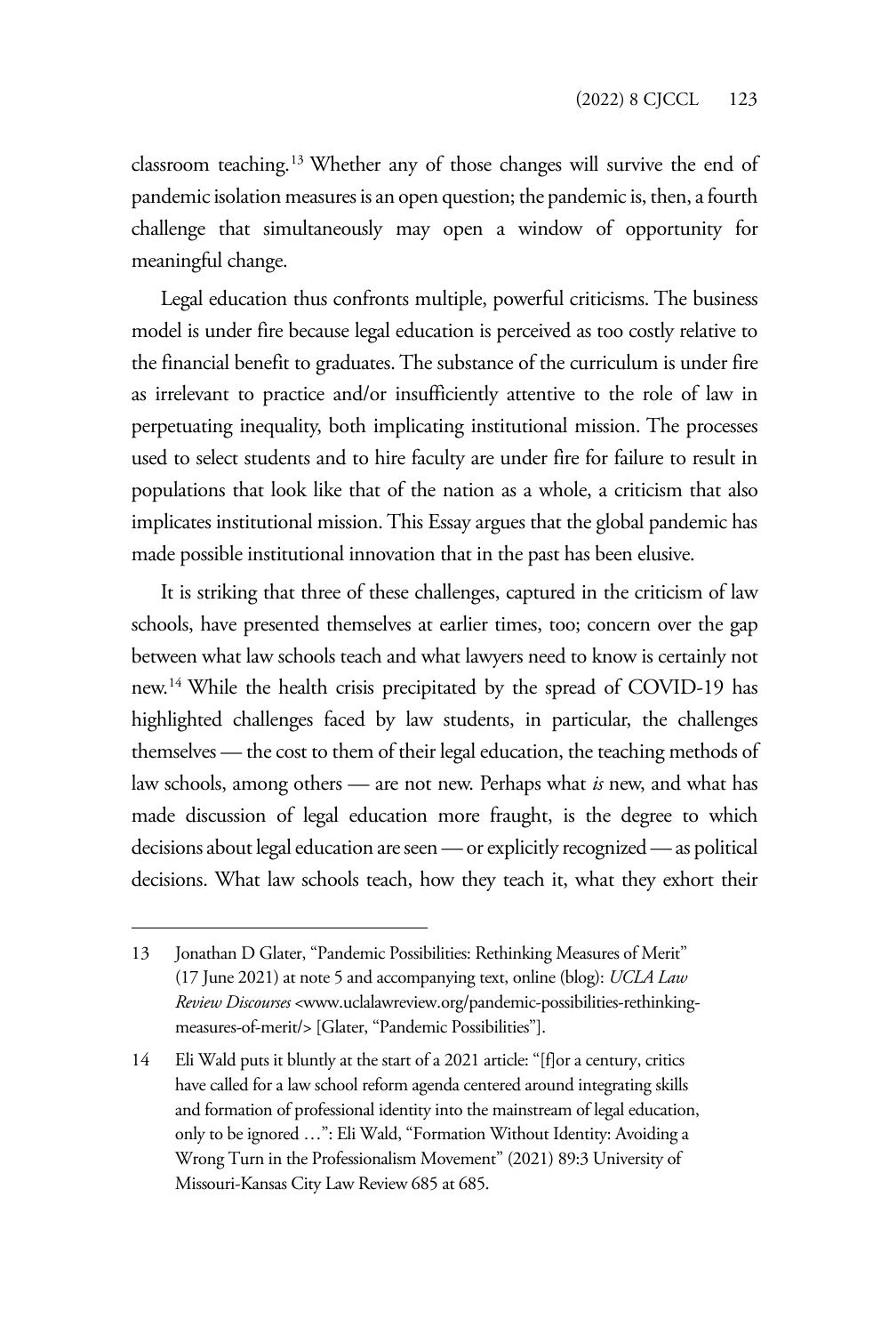classroom teaching.[13] Whether any of those changes will survive the end of pandemic isolation measures is an open question; the pandemic is, then, a fourth challenge that simultaneously may open a window of opportunity for meaningful change.

Legal education thus confronts multiple, powerful criticisms. The business model is under fire because legal education is perceived as too costly relative to the financial benefit to graduates. The substance of the curriculum is under fire as irrelevant to practice and/or insufficiently attentive to the role of law in perpetuating inequality, both implicating institutional mission. The processes used to select students and to hire faculty are under fire for failure to result in populations that look like that of the nation as a whole, a criticism that also implicates institutional mission. This Essay argues that the global pandemic has made possible institutional innovation that in the past has been elusive.

It is striking that three of these challenges, captured in the criticism of law schools, have presented themselves at earlier times, too; concern over the gap between what law schools teach and what lawyers need to know is certainly not new.[14] While the health crisis precipitated by the spread of COVID-19 has highlighted challenges faced by law students, in particular, the challenges themselves — the cost to them of their legal education, the teaching methods of law schools, among others — are not new. Perhaps what *is* new, and what has made discussion of legal education more fraught, is the degree to which decisions about legal education are seen — or explicitly recognized — as political decisions. What law schools teach, how they teach it, what they exhort their

---

13 Jonathan D Glater, "Pandemic Possibilities: Rethinking Measures of Merit" (17 June 2021) at note 5 and accompanying text, online (blog): *UCLA Law Review Discourses* <www.uclalawreview.org/pandemic-possibilities-rethinking-measures-of-merit/> [Glater, "Pandemic Possibilities"].

14 Eli Wald puts it bluntly at the start of a 2021 article: "[f]or a century, critics have called for a law school reform agenda centered around integrating skills and formation of professional identity into the mainstream of legal education, only to be ignored …": Eli Wald, "Formation Without Identity: Avoiding a Wrong Turn in the Professionalism Movement" (2021) 89:3 University of Missouri-Kansas City Law Review 685 at 685.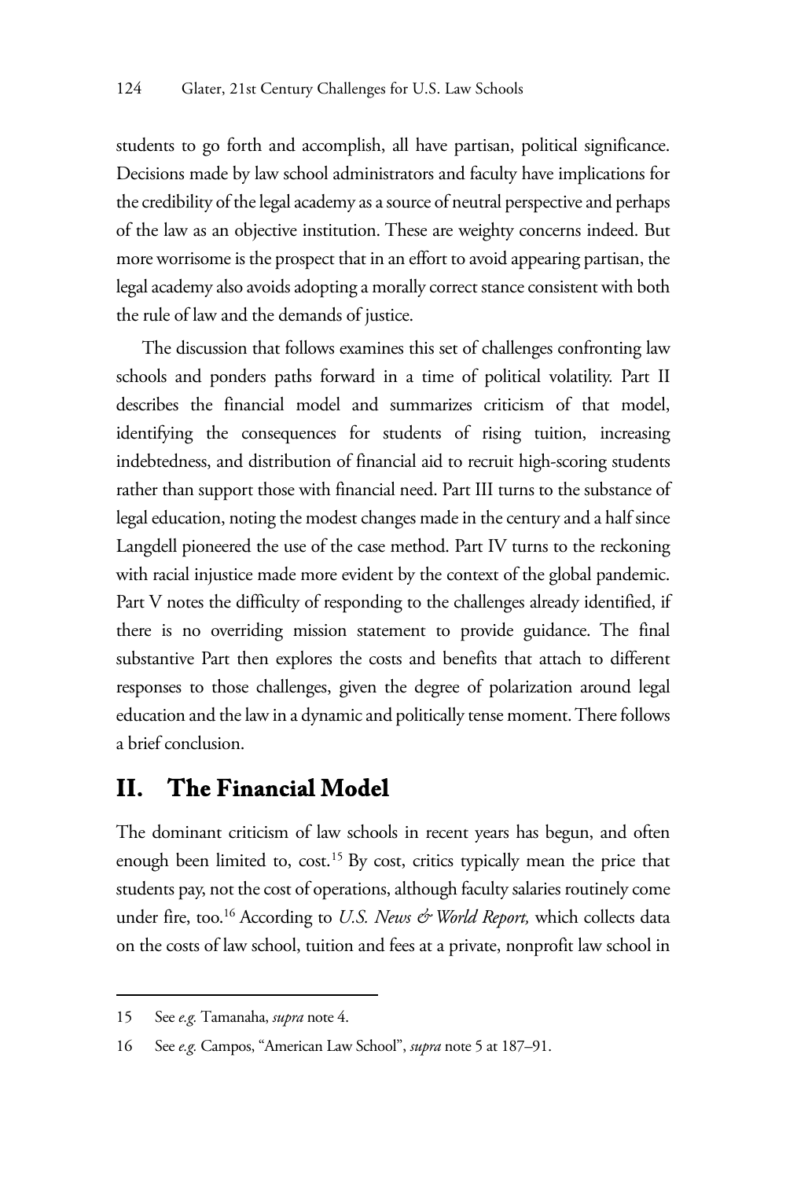students to go forth and accomplish, all have partisan, political significance. Decisions made by law school administrators and faculty have implications for the credibility of the legal academy as a source of neutral perspective and perhaps of the law as an objective institution. These are weighty concerns indeed. But more worrisome is the prospect that in an effort to avoid appearing partisan, the legal academy also avoids adopting a morally correct stance consistent with both the rule of law and the demands of justice.

The discussion that follows examines this set of challenges confronting law schools and ponders paths forward in a time of political volatility. Part II describes the financial model and summarizes criticism of that model, identifying the consequences for students of rising tuition, increasing indebtedness, and distribution of financial aid to recruit high-scoring students rather than support those with financial need. Part III turns to the substance of legal education, noting the modest changes made in the century and a half since Langdell pioneered the use of the case method. Part IV turns to the reckoning with racial injustice made more evident by the context of the global pandemic. Part V notes the difficulty of responding to the challenges already identified, if there is no overriding mission statement to provide guidance. The final substantive Part then explores the costs and benefits that attach to different responses to those challenges, given the degree of polarization around legal education and the law in a dynamic and politically tense moment. There follows a brief conclusion.

## II. The Financial Model

The dominant criticism of law schools in recent years has begun, and often enough been limited to, cost.[15] By cost, critics typically mean the price that students pay, not the cost of operations, although faculty salaries routinely come under fire, too.[16] According to *U.S. News & World Report,* which collects data on the costs of law school, tuition and fees at a private, nonprofit law school in

---

15 See *e.g.* Tamanaha, *supra* note 4.

16 See *e.g.* Campos, "American Law School", *supra* note 5 at 187–91.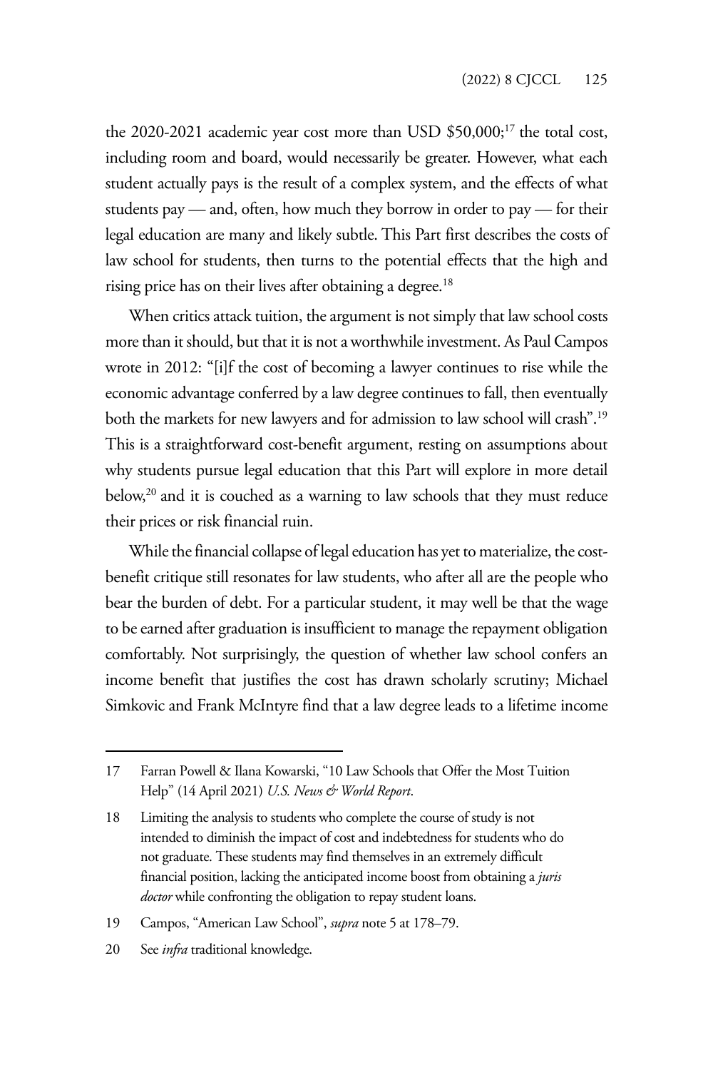the 2020-2021 academic year cost more than USD $50,000;[17] the total cost, including room and board, would necessarily be greater. However, what each student actually pays is the result of a complex system, and the effects of what students pay — and, often, how much they borrow in order to pay — for their legal education are many and likely subtle. This Part first describes the costs of law school for students, then turns to the potential effects that the high and rising price has on their lives after obtaining a degree.[18]

When critics attack tuition, the argument is not simply that law school costs more than it should, but that it is not a worthwhile investment. As Paul Campos wrote in 2012: "[i]f the cost of becoming a lawyer continues to rise while the economic advantage conferred by a law degree continues to fall, then eventually both the markets for new lawyers and for admission to law school will crash".[19] This is a straightforward cost-benefit argument, resting on assumptions about why students pursue legal education that this Part will explore in more detail below,[20] and it is couched as a warning to law schools that they must reduce their prices or risk financial ruin.

While the financial collapse of legal education has yet to materialize, the cost-benefit critique still resonates for law students, who after all are the people who bear the burden of debt. For a particular student, it may well be that the wage to be earned after graduation is insufficient to manage the repayment obligation comfortably. Not surprisingly, the question of whether law school confers an income benefit that justifies the cost has drawn scholarly scrutiny; Michael Simkovic and Frank McIntyre find that a law degree leads to a lifetime income

---

17 Farran Powell & Ilana Kowarski, "10 Law Schools that Offer the Most Tuition Help" (14 April 2021) *U.S. News & World Report*.

18 Limiting the analysis to students who complete the course of study is not intended to diminish the impact of cost and indebtedness for students who do not graduate. These students may find themselves in an extremely difficult financial position, lacking the anticipated income boost from obtaining a *juris doctor* while confronting the obligation to repay student loans.

19 Campos, "American Law School", *supra* note 5 at 178–79.

20 See *infra* traditional knowledge.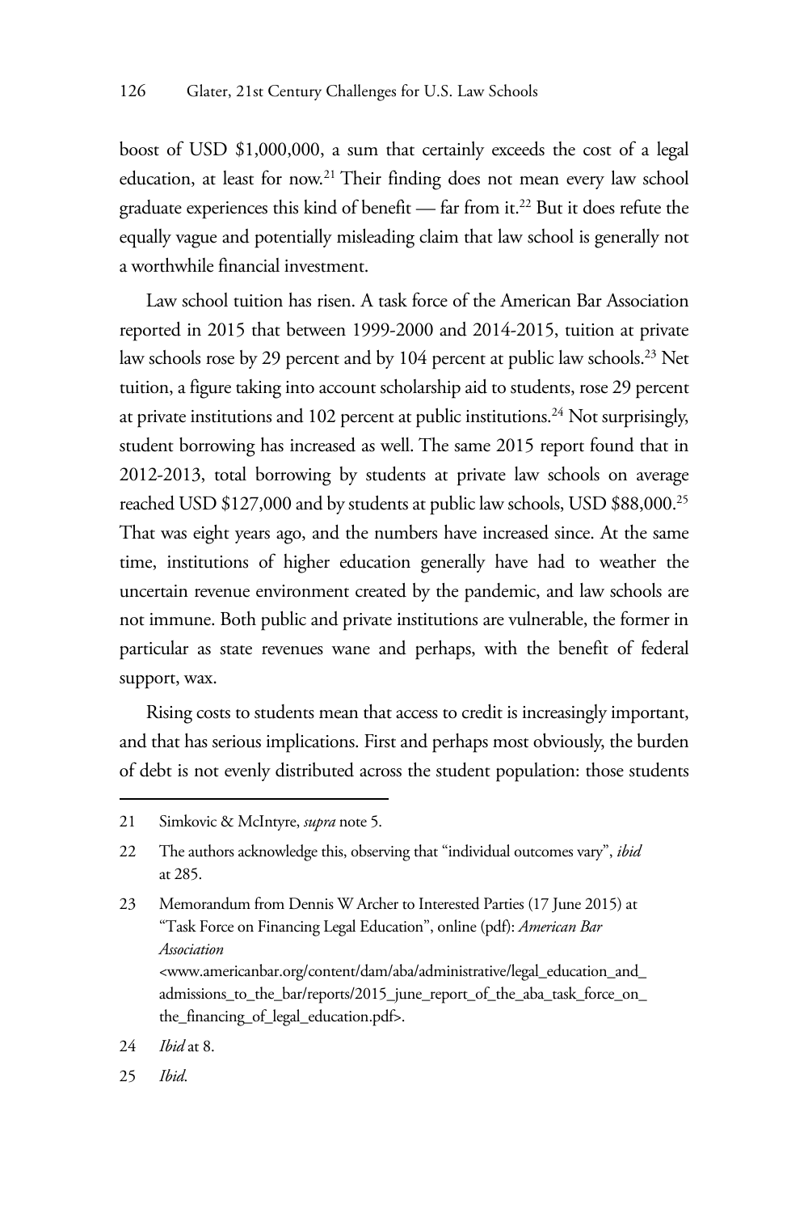boost of USD $1,000,000, a sum that certainly exceeds the cost of a legal education, at least for now.[21] Their finding does not mean every law school graduate experiences this kind of benefit — far from it.[22] But it does refute the equally vague and potentially misleading claim that law school is generally not a worthwhile financial investment.

Law school tuition has risen. A task force of the American Bar Association reported in 2015 that between 1999-2000 and 2014-2015, tuition at private law schools rose by 29 percent and by 104 percent at public law schools.[23] Net tuition, a figure taking into account scholarship aid to students, rose 29 percent at private institutions and 102 percent at public institutions.[24] Not surprisingly, student borrowing has increased as well. The same 2015 report found that in 2012-2013, total borrowing by students at private law schools on average reached USD $127,000 and by students at public law schools, USD $88,000.[25] That was eight years ago, and the numbers have increased since. At the same time, institutions of higher education generally have had to weather the uncertain revenue environment created by the pandemic, and law schools are not immune. Both public and private institutions are vulnerable, the former in particular as state revenues wane and perhaps, with the benefit of federal support, wax.

Rising costs to students mean that access to credit is increasingly important, and that has serious implications. First and perhaps most obviously, the burden of debt is not evenly distributed across the student population: those students

---

21 Simkovic & McIntyre, *supra* note 5.

22 The authors acknowledge this, observing that "individual outcomes vary", *ibid* at 285.

23 Memorandum from Dennis W Archer to Interested Parties (17 June 2015) at "Task Force on Financing Legal Education", online (pdf): *American Bar Association* <www.americanbar.org/content/dam/aba/administrative/legal_education_and_admissions_to_the_bar/reports/2015_june_report_of_the_aba_task_force_on_the_financing_of_legal_education.pdf>.

24 *Ibid* at 8.

25 *Ibid*.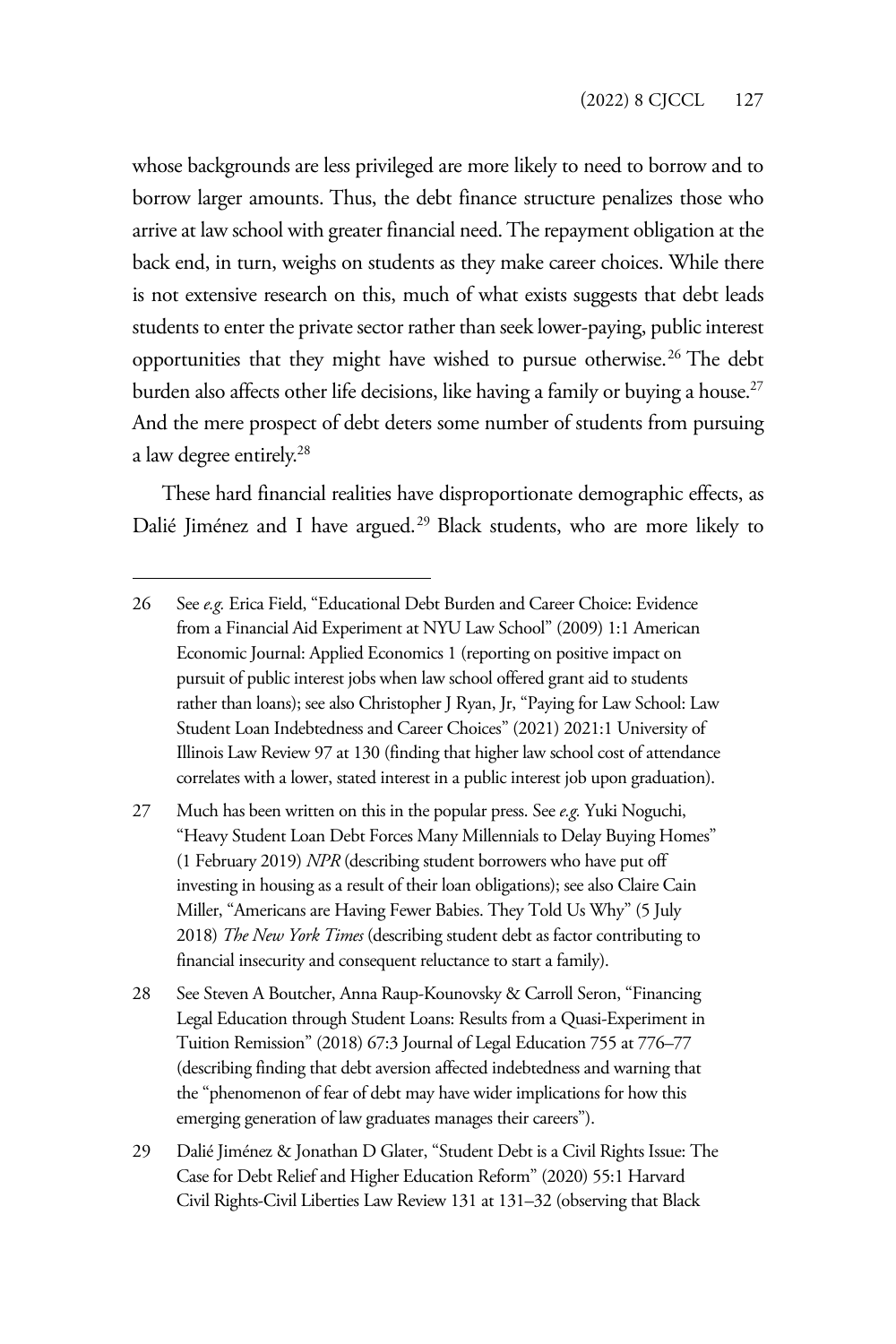whose backgrounds are less privileged are more likely to need to borrow and to borrow larger amounts. Thus, the debt finance structure penalizes those who arrive at law school with greater financial need. The repayment obligation at the back end, in turn, weighs on students as they make career choices. While there is not extensive research on this, much of what exists suggests that debt leads students to enter the private sector rather than seek lower-paying, public interest opportunities that they might have wished to pursue otherwise.[26] The debt burden also affects other life decisions, like having a family or buying a house.[27] And the mere prospect of debt deters some number of students from pursuing a law degree entirely.[28]

These hard financial realities have disproportionate demographic effects, as Dalié Jiménez and I have argued.[29] Black students, who are more likely to

---

26 See *e.g.* Erica Field, "Educational Debt Burden and Career Choice: Evidence from a Financial Aid Experiment at NYU Law School" (2009) 1:1 American Economic Journal: Applied Economics 1 (reporting on positive impact on pursuit of public interest jobs when law school offered grant aid to students rather than loans); see also Christopher J Ryan, Jr, "Paying for Law School: Law Student Loan Indebtedness and Career Choices" (2021) 2021:1 University of Illinois Law Review 97 at 130 (finding that higher law school cost of attendance correlates with a lower, stated interest in a public interest job upon graduation).

27 Much has been written on this in the popular press. See *e.g.* Yuki Noguchi, "Heavy Student Loan Debt Forces Many Millennials to Delay Buying Homes" (1 February 2019) *NPR* (describing student borrowers who have put off investing in housing as a result of their loan obligations); see also Claire Cain Miller, "Americans are Having Fewer Babies. They Told Us Why" (5 July 2018) *The New York Times* (describing student debt as factor contributing to financial insecurity and consequent reluctance to start a family).

28 See Steven A Boutcher, Anna Raup-Kounovsky & Carroll Seron, "Financing Legal Education through Student Loans: Results from a Quasi-Experiment in Tuition Remission" (2018) 67:3 Journal of Legal Education 755 at 776–77 (describing finding that debt aversion affected indebtedness and warning that the "phenomenon of fear of debt may have wider implications for how this emerging generation of law graduates manages their careers").

29 Dalié Jiménez & Jonathan D Glater, "Student Debt is a Civil Rights Issue: The Case for Debt Relief and Higher Education Reform" (2020) 55:1 Harvard Civil Rights-Civil Liberties Law Review 131 at 131–32 (observing that Black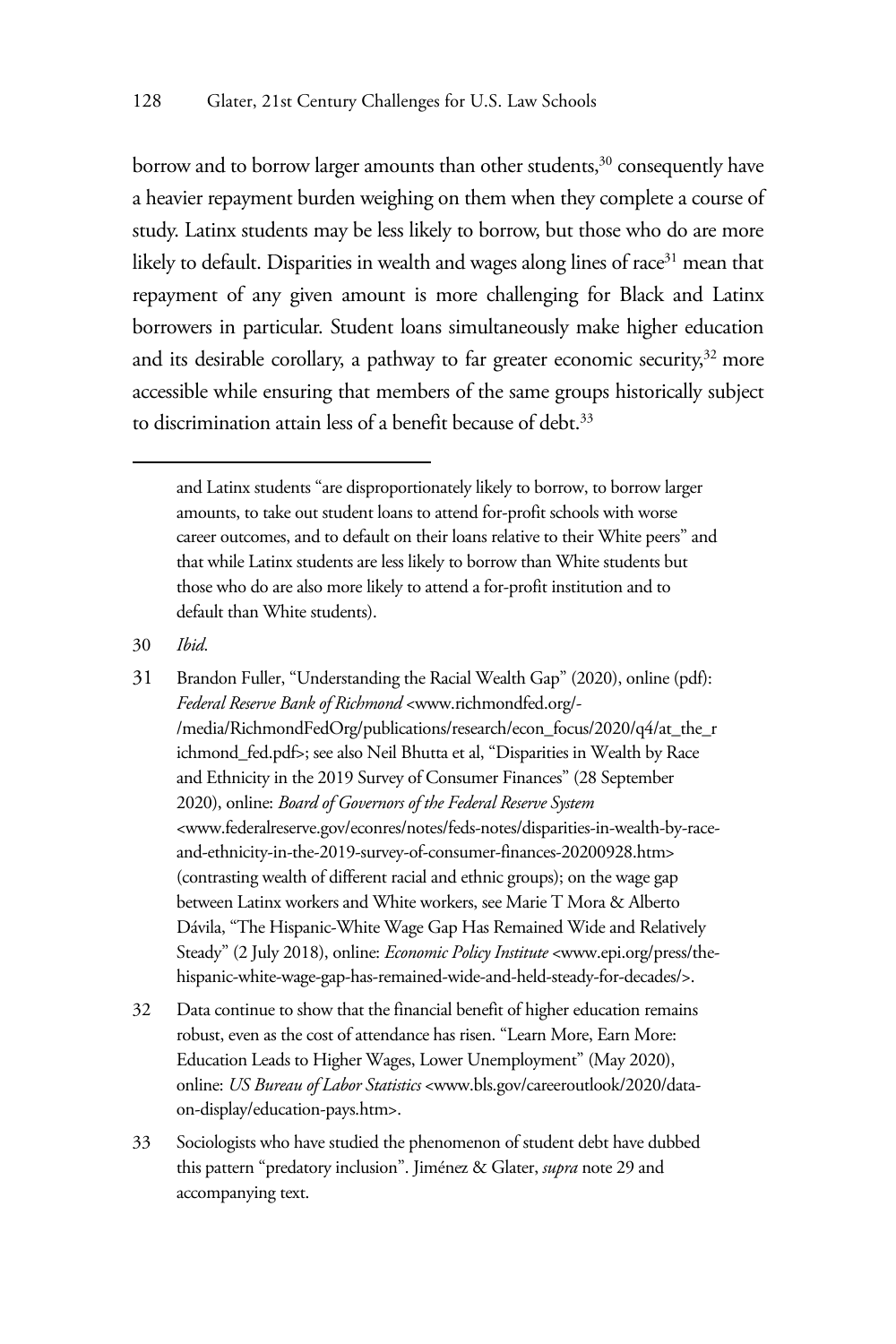borrow and to borrow larger amounts than other students,[30] consequently have a heavier repayment burden weighing on them when they complete a course of study. Latinx students may be less likely to borrow, but those who do are more likely to default. Disparities in wealth and wages along lines of race[31] mean that repayment of any given amount is more challenging for Black and Latinx borrowers in particular. Student loans simultaneously make higher education and its desirable corollary, a pathway to far greater economic security,[32] more accessible while ensuring that members of the same groups historically subject to discrimination attain less of a benefit because of debt.[33]

---

and Latinx students "are disproportionately likely to borrow, to borrow larger amounts, to take out student loans to attend for-profit schools with worse career outcomes, and to default on their loans relative to their White peers" and that while Latinx students are less likely to borrow than White students but those who do are also more likely to attend a for-profit institution and to default than White students).

30 *Ibid.*

31 Brandon Fuller, "Understanding the Racial Wealth Gap" (2020), online (pdf): *Federal Reserve Bank of Richmond* <www.richmondfed.org/-/media/RichmondFedOrg/publications/research/econ_focus/2020/q4/at_the_richmond_fed.pdf>; see also Neil Bhutta et al, "Disparities in Wealth by Race and Ethnicity in the 2019 Survey of Consumer Finances" (28 September 2020), online: *Board of Governors of the Federal Reserve System* <www.federalreserve.gov/econres/notes/feds-notes/disparities-in-wealth-by-race-and-ethnicity-in-the-2019-survey-of-consumer-finances-20200928.htm> (contrasting wealth of different racial and ethnic groups); on the wage gap between Latinx workers and White workers, see Marie T Mora & Alberto Dávila, "The Hispanic-White Wage Gap Has Remained Wide and Relatively Steady" (2 July 2018), online: *Economic Policy Institute* <www.epi.org/press/the-hispanic-white-wage-gap-has-remained-wide-and-held-steady-for-decades/>.

32 Data continue to show that the financial benefit of higher education remains robust, even as the cost of attendance has risen. "Learn More, Earn More: Education Leads to Higher Wages, Lower Unemployment" (May 2020), online: *US Bureau of Labor Statistics* <www.bls.gov/careeroutlook/2020/data-on-display/education-pays.htm>.

33 Sociologists who have studied the phenomenon of student debt have dubbed this pattern "predatory inclusion". Jiménez & Glater, *supra* note 29 and accompanying text.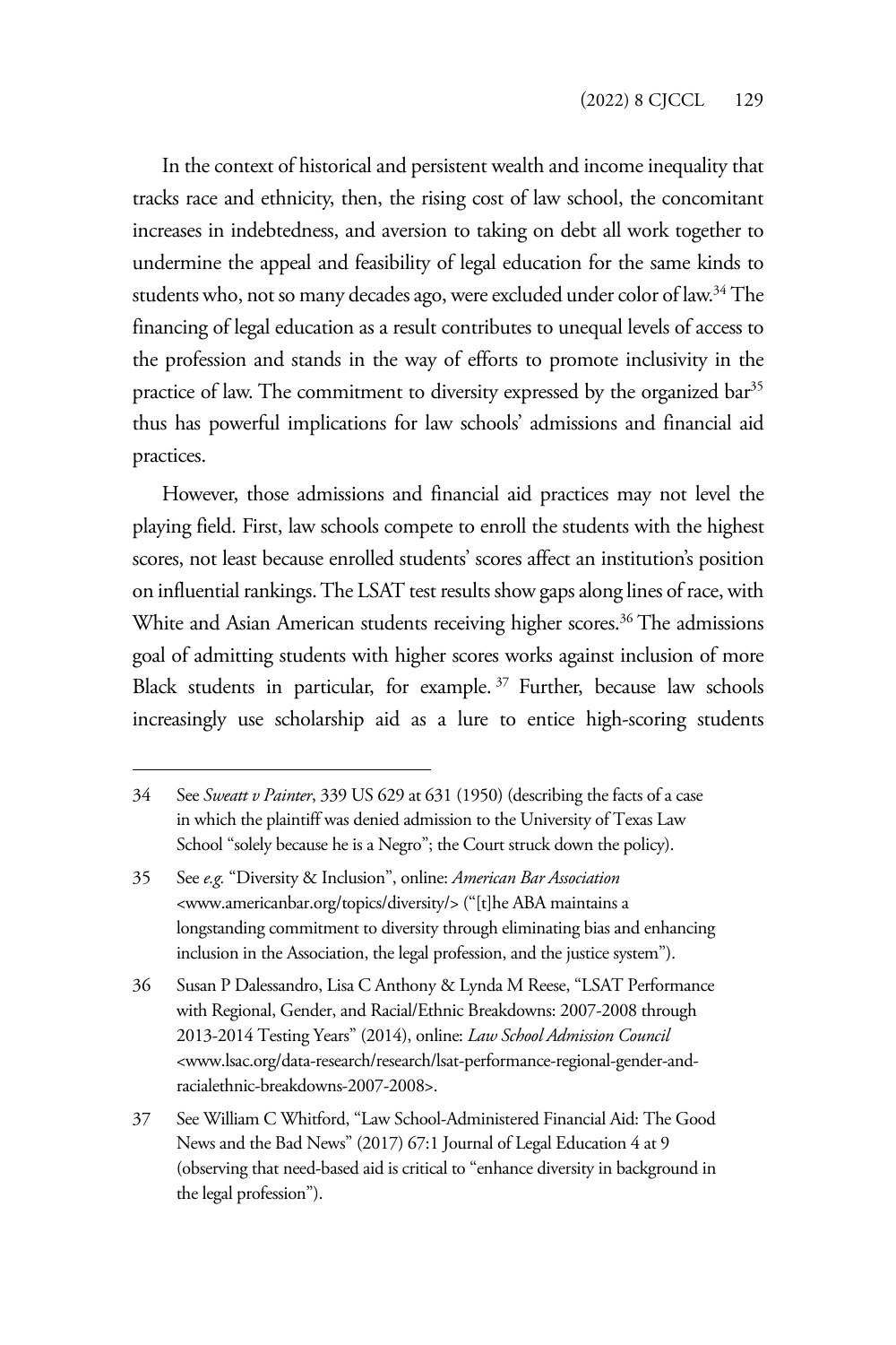In the context of historical and persistent wealth and income inequality that tracks race and ethnicity, then, the rising cost of law school, the concomitant increases in indebtedness, and aversion to taking on debt all work together to undermine the appeal and feasibility of legal education for the same kinds to students who, not so many decades ago, were excluded under color of law.[34] The financing of legal education as a result contributes to unequal levels of access to the profession and stands in the way of efforts to promote inclusivity in the practice of law. The commitment to diversity expressed by the organized bar[35] thus has powerful implications for law schools' admissions and financial aid practices.

However, those admissions and financial aid practices may not level the playing field. First, law schools compete to enroll the students with the highest scores, not least because enrolled students' scores affect an institution's position on influential rankings. The LSAT test results show gaps along lines of race, with White and Asian American students receiving higher scores.[36] The admissions goal of admitting students with higher scores works against inclusion of more Black students in particular, for example.[37] Further, because law schools increasingly use scholarship aid as a lure to entice high-scoring students

---

34 See *Sweatt v Painter*, 339 US 629 at 631 (1950) (describing the facts of a case in which the plaintiff was denied admission to the University of Texas Law School "solely because he is a Negro"; the Court struck down the policy).

35 See *e.g.* "Diversity & Inclusion", online: *American Bar Association* <www.americanbar.org/topics/diversity/> ("[t]he ABA maintains a longstanding commitment to diversity through eliminating bias and enhancing inclusion in the Association, the legal profession, and the justice system").

36 Susan P Dalessandro, Lisa C Anthony & Lynda M Reese, "LSAT Performance with Regional, Gender, and Racial/Ethnic Breakdowns: 2007-2008 through 2013-2014 Testing Years" (2014), online: *Law School Admission Council* <www.lsac.org/data-research/research/lsat-performance-regional-gender-and-racialethnic-breakdowns-2007-2008>.

37 See William C Whitford, "Law School-Administered Financial Aid: The Good News and the Bad News" (2017) 67:1 Journal of Legal Education 4 at 9 (observing that need-based aid is critical to "enhance diversity in background in the legal profession").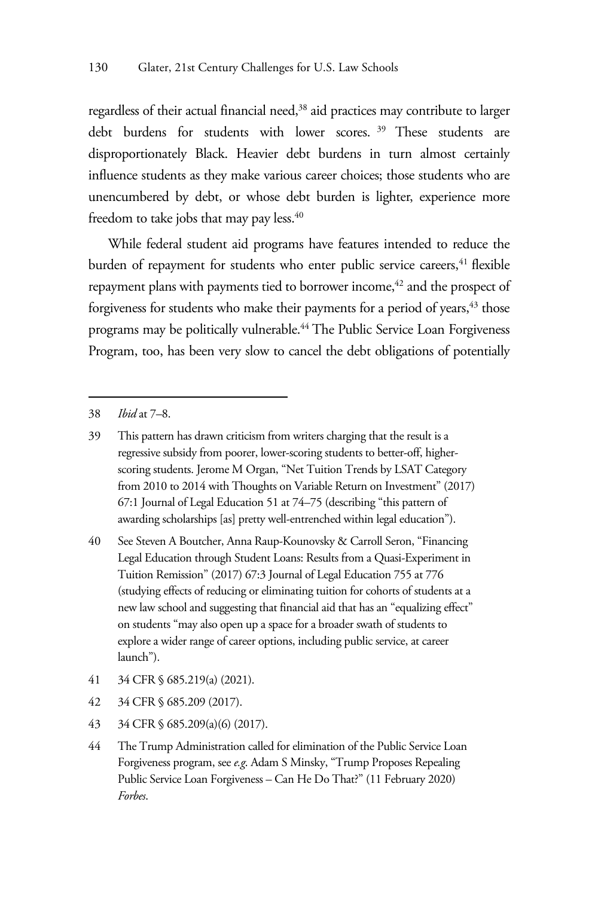regardless of their actual financial need,[38] aid practices may contribute to larger debt burdens for students with lower scores.[39] These students are disproportionately Black. Heavier debt burdens in turn almost certainly influence students as they make various career choices; those students who are unencumbered by debt, or whose debt burden is lighter, experience more freedom to take jobs that may pay less.[40]

While federal student aid programs have features intended to reduce the burden of repayment for students who enter public service careers,[41] flexible repayment plans with payments tied to borrower income,[42] and the prospect of forgiveness for students who make their payments for a period of years,[43] those programs may be politically vulnerable.[44] The Public Service Loan Forgiveness Program, too, has been very slow to cancel the debt obligations of potentially

---

38 *Ibid* at 7–8.

39 This pattern has drawn criticism from writers charging that the result is a regressive subsidy from poorer, lower-scoring students to better-off, higher-scoring students. Jerome M Organ, "Net Tuition Trends by LSAT Category from 2010 to 2014 with Thoughts on Variable Return on Investment" (2017) 67:1 Journal of Legal Education 51 at 74–75 (describing "this pattern of awarding scholarships [as] pretty well-entrenched within legal education").

40 See Steven A Boutcher, Anna Raup-Kounovsky & Carroll Seron, "Financing Legal Education through Student Loans: Results from a Quasi-Experiment in Tuition Remission" (2017) 67:3 Journal of Legal Education 755 at 776 (studying effects of reducing or eliminating tuition for cohorts of students at a new law school and suggesting that financial aid that has an "equalizing effect" on students "may also open up a space for a broader swath of students to explore a wider range of career options, including public service, at career launch").

41 34 CFR § 685.219(a) (2021).

42 34 CFR § 685.209 (2017).

43 34 CFR § 685.209(a)(6) (2017).

44 The Trump Administration called for elimination of the Public Service Loan Forgiveness program, see *e.g*. Adam S Minsky, "Trump Proposes Repealing Public Service Loan Forgiveness – Can He Do That?" (11 February 2020) *Forbes*.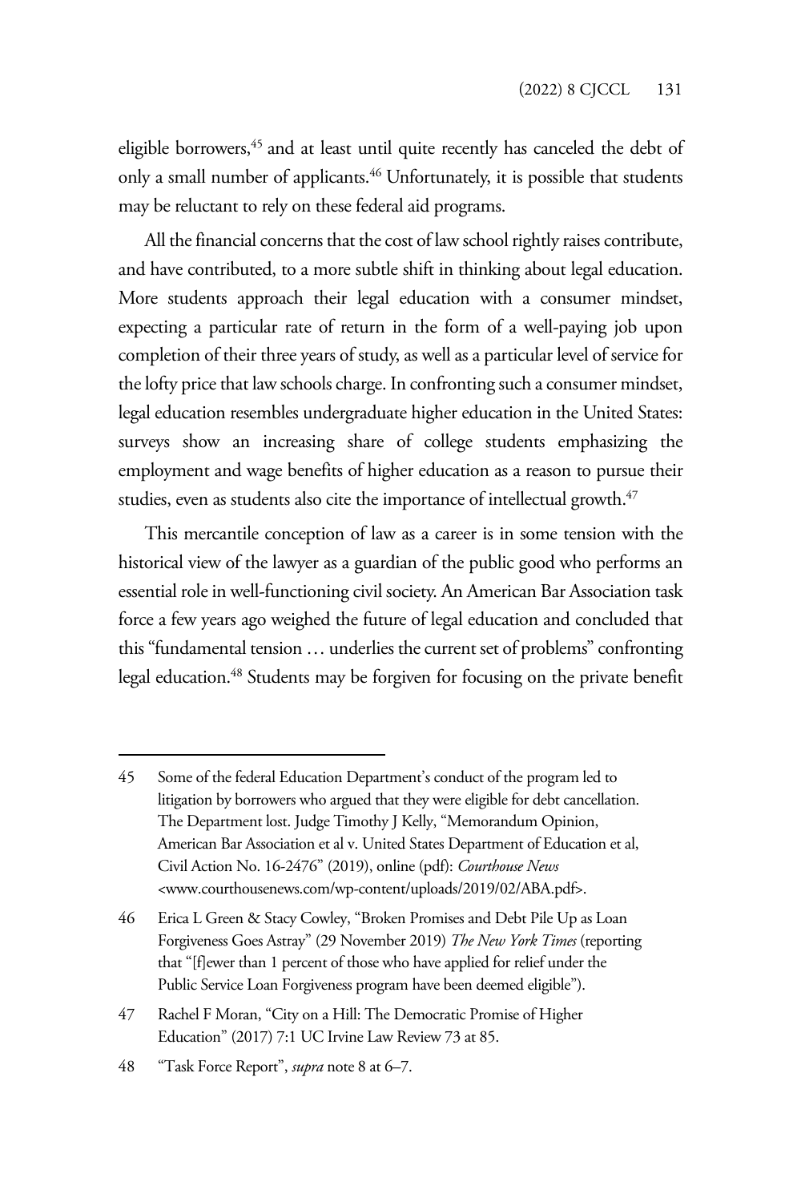eligible borrowers,[45] and at least until quite recently has canceled the debt of only a small number of applicants.[46] Unfortunately, it is possible that students may be reluctant to rely on these federal aid programs.

All the financial concerns that the cost of law school rightly raises contribute, and have contributed, to a more subtle shift in thinking about legal education. More students approach their legal education with a consumer mindset, expecting a particular rate of return in the form of a well-paying job upon completion of their three years of study, as well as a particular level of service for the lofty price that law schools charge. In confronting such a consumer mindset, legal education resembles undergraduate higher education in the United States: surveys show an increasing share of college students emphasizing the employment and wage benefits of higher education as a reason to pursue their studies, even as students also cite the importance of intellectual growth.[47]

This mercantile conception of law as a career is in some tension with the historical view of the lawyer as a guardian of the public good who performs an essential role in well-functioning civil society. An American Bar Association task force a few years ago weighed the future of legal education and concluded that this "fundamental tension … underlies the current set of problems" confronting legal education.[48] Students may be forgiven for focusing on the private benefit

---

45 Some of the federal Education Department's conduct of the program led to litigation by borrowers who argued that they were eligible for debt cancellation. The Department lost. Judge Timothy J Kelly, "Memorandum Opinion, American Bar Association et al v. United States Department of Education et al, Civil Action No. 16-2476" (2019), online (pdf): *Courthouse News* <www.courthousenews.com/wp-content/uploads/2019/02/ABA.pdf>.

46 Erica L Green & Stacy Cowley, "Broken Promises and Debt Pile Up as Loan Forgiveness Goes Astray" (29 November 2019) *The New York Times* (reporting that "[f]ewer than 1 percent of those who have applied for relief under the Public Service Loan Forgiveness program have been deemed eligible").

47 Rachel F Moran, "City on a Hill: The Democratic Promise of Higher Education" (2017) 7:1 UC Irvine Law Review 73 at 85.

48 "Task Force Report", *supra* note 8 at 6–7.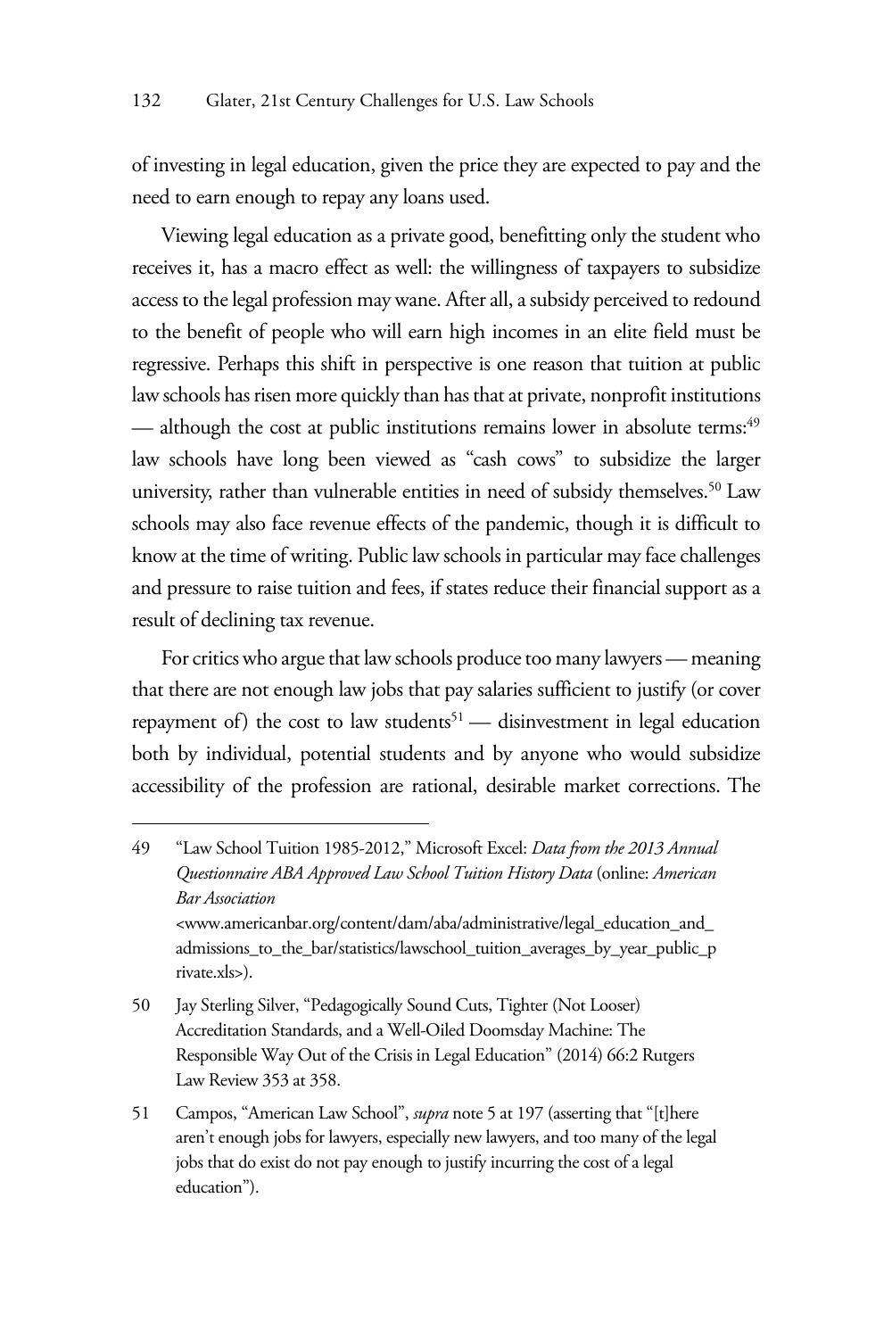of investing in legal education, given the price they are expected to pay and the need to earn enough to repay any loans used.

Viewing legal education as a private good, benefitting only the student who receives it, has a macro effect as well: the willingness of taxpayers to subsidize access to the legal profession may wane. After all, a subsidy perceived to redound to the benefit of people who will earn high incomes in an elite field must be regressive. Perhaps this shift in perspective is one reason that tuition at public law schools has risen more quickly than has that at private, nonprofit institutions — although the cost at public institutions remains lower in absolute terms:[49] law schools have long been viewed as "cash cows" to subsidize the larger university, rather than vulnerable entities in need of subsidy themselves.[50] Law schools may also face revenue effects of the pandemic, though it is difficult to know at the time of writing. Public law schools in particular may face challenges and pressure to raise tuition and fees, if states reduce their financial support as a result of declining tax revenue.

For critics who argue that law schools produce too many lawyers — meaning that there are not enough law jobs that pay salaries sufficient to justify (or cover repayment of) the cost to law students[51] — disinvestment in legal education both by individual, potential students and by anyone who would subsidize accessibility of the profession are rational, desirable market corrections. The

---

49 "Law School Tuition 1985-2012," Microsoft Excel: *Data from the 2013 Annual Questionnaire ABA Approved Law School Tuition History Data* (online: *American Bar Association* <www.americanbar.org/content/dam/aba/administrative/legal_education_and_admissions_to_the_bar/statistics/lawschool_tuition_averages_by_year_public_private.xls>).

50 Jay Sterling Silver, "Pedagogically Sound Cuts, Tighter (Not Looser) Accreditation Standards, and a Well-Oiled Doomsday Machine: The Responsible Way Out of the Crisis in Legal Education" (2014) 66:2 Rutgers Law Review 353 at 358.

51 Campos, "American Law School", *supra* note 5 at 197 (asserting that "[t]here aren't enough jobs for lawyers, especially new lawyers, and too many of the legal jobs that do exist do not pay enough to justify incurring the cost of a legal education").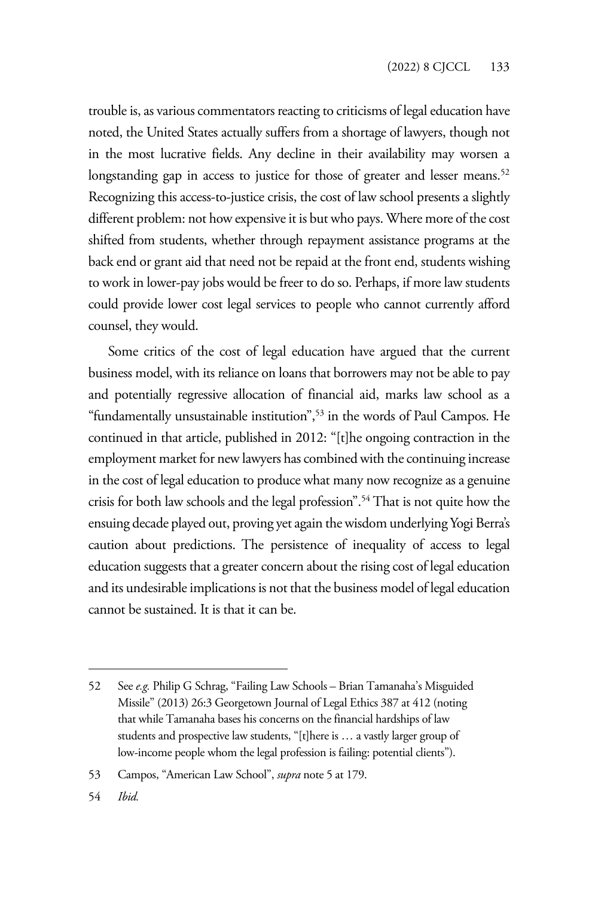trouble is, as various commentators reacting to criticisms of legal education have noted, the United States actually suffers from a shortage of lawyers, though not in the most lucrative fields. Any decline in their availability may worsen a longstanding gap in access to justice for those of greater and lesser means.[52] Recognizing this access-to-justice crisis, the cost of law school presents a slightly different problem: not how expensive it is but who pays. Where more of the cost shifted from students, whether through repayment assistance programs at the back end or grant aid that need not be repaid at the front end, students wishing to work in lower-pay jobs would be freer to do so. Perhaps, if more law students could provide lower cost legal services to people who cannot currently afford counsel, they would.

Some critics of the cost of legal education have argued that the current business model, with its reliance on loans that borrowers may not be able to pay and potentially regressive allocation of financial aid, marks law school as a "fundamentally unsustainable institution",[53] in the words of Paul Campos. He continued in that article, published in 2012: "[t]he ongoing contraction in the employment market for new lawyers has combined with the continuing increase in the cost of legal education to produce what many now recognize as a genuine crisis for both law schools and the legal profession".[54] That is not quite how the ensuing decade played out, proving yet again the wisdom underlying Yogi Berra's caution about predictions. The persistence of inequality of access to legal education suggests that a greater concern about the rising cost of legal education and its undesirable implications is not that the business model of legal education cannot be sustained. It is that it can be.

---

52 See *e.g.* Philip G Schrag, "Failing Law Schools – Brian Tamanaha's Misguided Missile" (2013) 26:3 Georgetown Journal of Legal Ethics 387 at 412 (noting that while Tamanaha bases his concerns on the financial hardships of law students and prospective law students, "[t]here is … a vastly larger group of low-income people whom the legal profession is failing: potential clients").

53 Campos, "American Law School", *supra* note 5 at 179.

54 *Ibid.*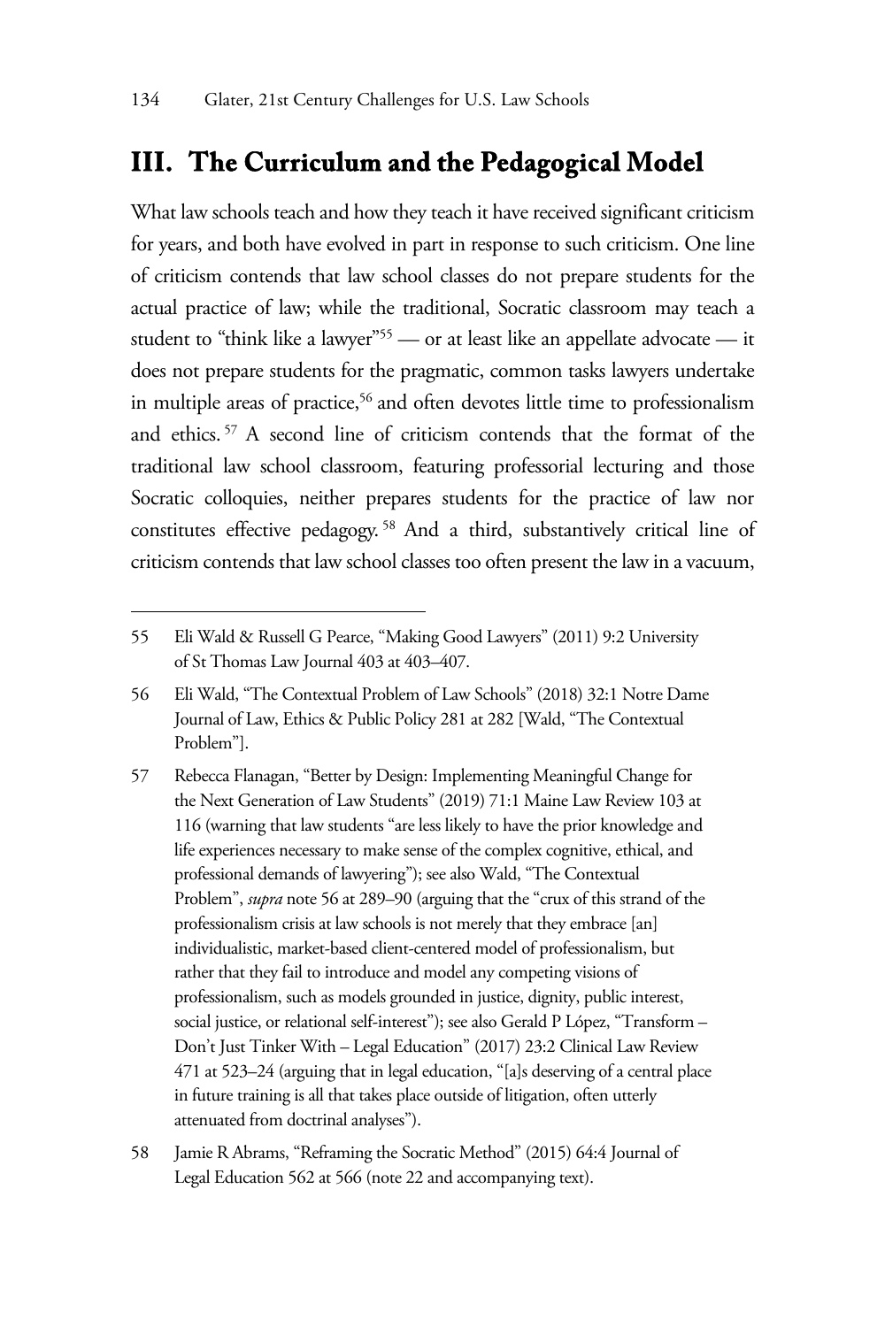## III. The Curriculum and the Pedagogical Model

What law schools teach and how they teach it have received significant criticism for years, and both have evolved in part in response to such criticism. One line of criticism contends that law school classes do not prepare students for the actual practice of law; while the traditional, Socratic classroom may teach a student to "think like a lawyer"[55] — or at least like an appellate advocate — it does not prepare students for the pragmatic, common tasks lawyers undertake in multiple areas of practice,[56] and often devotes little time to professionalism and ethics.[57] A second line of criticism contends that the format of the traditional law school classroom, featuring professorial lecturing and those Socratic colloquies, neither prepares students for the practice of law nor constitutes effective pedagogy.[58] And a third, substantively critical line of criticism contends that law school classes too often present the law in a vacuum,

---

55 Eli Wald & Russell G Pearce, "Making Good Lawyers" (2011) 9:2 University of St Thomas Law Journal 403 at 403–407.

56 Eli Wald, "The Contextual Problem of Law Schools" (2018) 32:1 Notre Dame Journal of Law, Ethics & Public Policy 281 at 282 [Wald, "The Contextual Problem"].

57 Rebecca Flanagan, "Better by Design: Implementing Meaningful Change for the Next Generation of Law Students" (2019) 71:1 Maine Law Review 103 at 116 (warning that law students "are less likely to have the prior knowledge and life experiences necessary to make sense of the complex cognitive, ethical, and professional demands of lawyering"); see also Wald, "The Contextual Problem", *supra* note 56 at 289–90 (arguing that the "crux of this strand of the professionalism crisis at law schools is not merely that they embrace [an] individualistic, market-based client-centered model of professionalism, but rather that they fail to introduce and model any competing visions of professionalism, such as models grounded in justice, dignity, public interest, social justice, or relational self-interest"); see also Gerald P López, "Transform – Don't Just Tinker With – Legal Education" (2017) 23:2 Clinical Law Review 471 at 523–24 (arguing that in legal education, "[a]s deserving of a central place in future training is all that takes place outside of litigation, often utterly attenuated from doctrinal analyses").

58 Jamie R Abrams, "Reframing the Socratic Method" (2015) 64:4 Journal of Legal Education 562 at 566 (note 22 and accompanying text).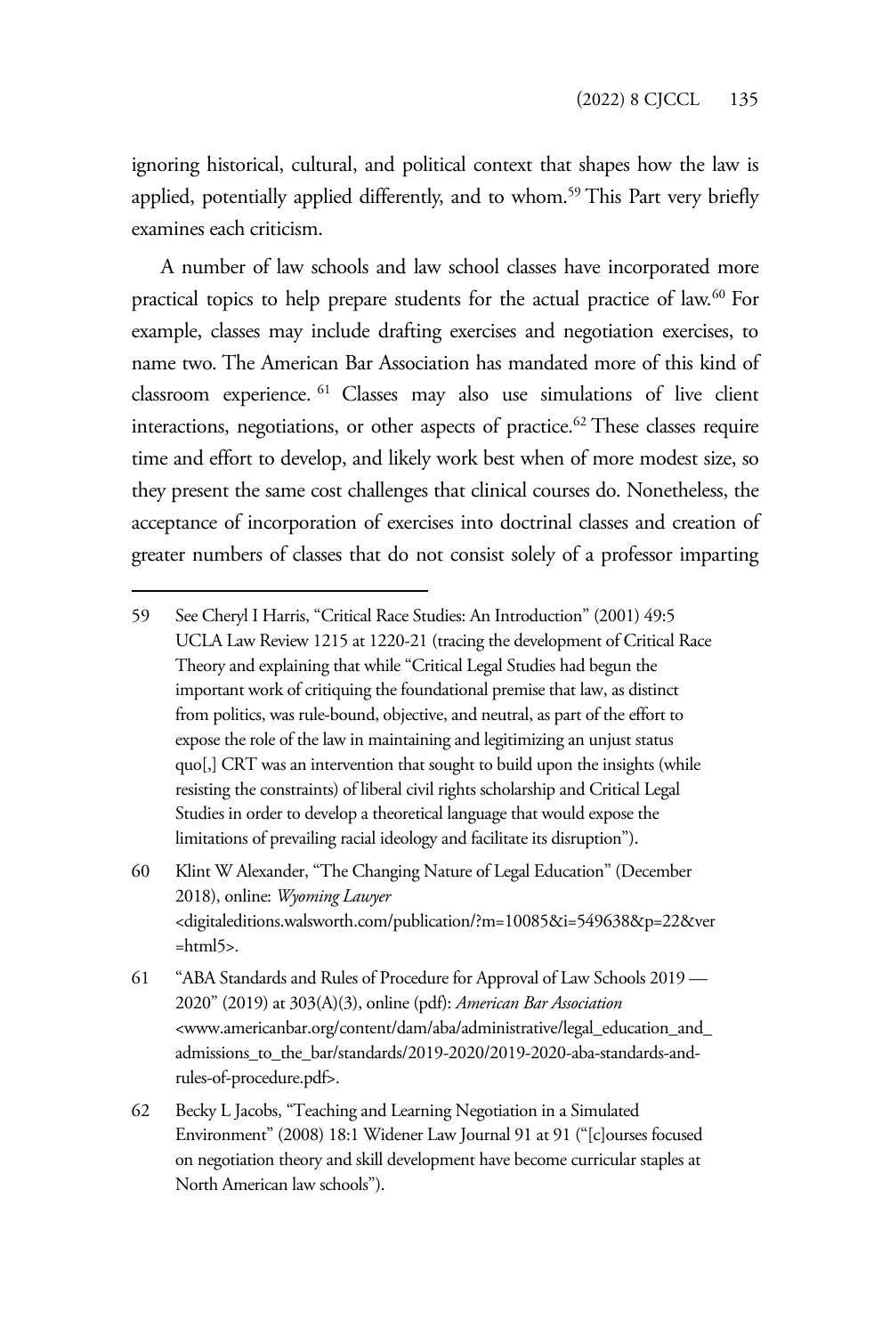ignoring historical, cultural, and political context that shapes how the law is applied, potentially applied differently, and to whom.[59] This Part very briefly examines each criticism.

A number of law schools and law school classes have incorporated more practical topics to help prepare students for the actual practice of law.[60] For example, classes may include drafting exercises and negotiation exercises, to name two. The American Bar Association has mandated more of this kind of classroom experience.[61] Classes may also use simulations of live client interactions, negotiations, or other aspects of practice.[62] These classes require time and effort to develop, and likely work best when of more modest size, so they present the same cost challenges that clinical courses do. Nonetheless, the acceptance of incorporation of exercises into doctrinal classes and creation of greater numbers of classes that do not consist solely of a professor imparting

---

59 See Cheryl I Harris, "Critical Race Studies: An Introduction" (2001) 49:5 UCLA Law Review 1215 at 1220-21 (tracing the development of Critical Race Theory and explaining that while "Critical Legal Studies had begun the important work of critiquing the foundational premise that law, as distinct from politics, was rule-bound, objective, and neutral, as part of the effort to expose the role of the law in maintaining and legitimizing an unjust status quo[,] CRT was an intervention that sought to build upon the insights (while resisting the constraints) of liberal civil rights scholarship and Critical Legal Studies in order to develop a theoretical language that would expose the limitations of prevailing racial ideology and facilitate its disruption").

60 Klint W Alexander, "The Changing Nature of Legal Education" (December 2018), online: *Wyoming Lawyer* <digitaleditions.walsworth.com/publication/?m=10085&i=549638&p=22&ver=html5>.

61 "ABA Standards and Rules of Procedure for Approval of Law Schools 2019 — 2020" (2019) at 303(A)(3), online (pdf): *American Bar Association* <www.americanbar.org/content/dam/aba/administrative/legal_education_and_admissions_to_the_bar/standards/2019-2020/2019-2020-aba-standards-and-rules-of-procedure.pdf>.

62 Becky L Jacobs, "Teaching and Learning Negotiation in a Simulated Environment" (2008) 18:1 Widener Law Journal 91 at 91 ("[c]ourses focused on negotiation theory and skill development have become curricular staples at North American law schools").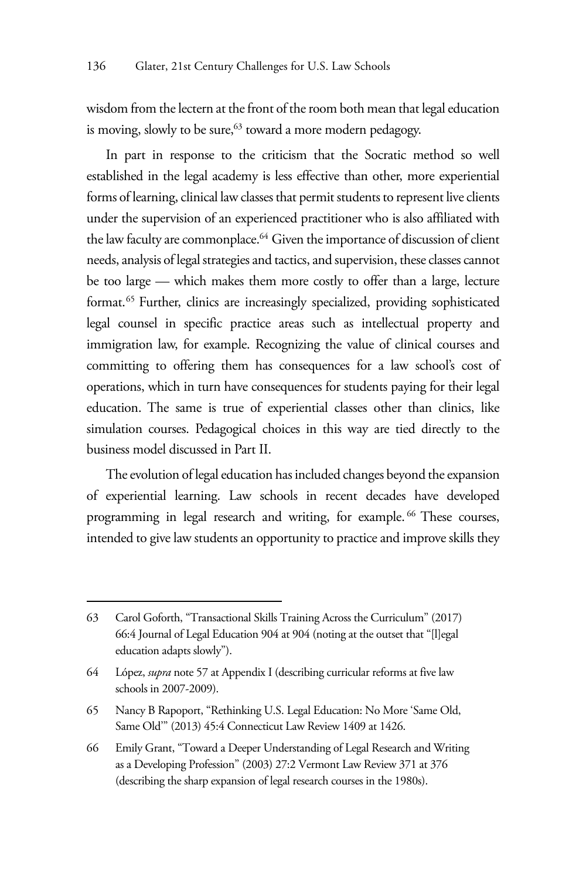wisdom from the lectern at the front of the room both mean that legal education is moving, slowly to be sure,[63] toward a more modern pedagogy.

In part in response to the criticism that the Socratic method so well established in the legal academy is less effective than other, more experiential forms of learning, clinical law classes that permit students to represent live clients under the supervision of an experienced practitioner who is also affiliated with the law faculty are commonplace.[64] Given the importance of discussion of client needs, analysis of legal strategies and tactics, and supervision, these classes cannot be too large — which makes them more costly to offer than a large, lecture format.[65] Further, clinics are increasingly specialized, providing sophisticated legal counsel in specific practice areas such as intellectual property and immigration law, for example. Recognizing the value of clinical courses and committing to offering them has consequences for a law school's cost of operations, which in turn have consequences for students paying for their legal education. The same is true of experiential classes other than clinics, like simulation courses. Pedagogical choices in this way are tied directly to the business model discussed in Part II.

The evolution of legal education has included changes beyond the expansion of experiential learning. Law schools in recent decades have developed programming in legal research and writing, for example.[66] These courses, intended to give law students an opportunity to practice and improve skills they

---

63 Carol Goforth, "Transactional Skills Training Across the Curriculum" (2017) 66:4 Journal of Legal Education 904 at 904 (noting at the outset that "[l]egal education adapts slowly").

64 López, *supra* note 57 at Appendix I (describing curricular reforms at five law schools in 2007-2009).

65 Nancy B Rapoport, "Rethinking U.S. Legal Education: No More 'Same Old, Same Old'" (2013) 45:4 Connecticut Law Review 1409 at 1426.

66 Emily Grant, "Toward a Deeper Understanding of Legal Research and Writing as a Developing Profession" (2003) 27:2 Vermont Law Review 371 at 376 (describing the sharp expansion of legal research courses in the 1980s).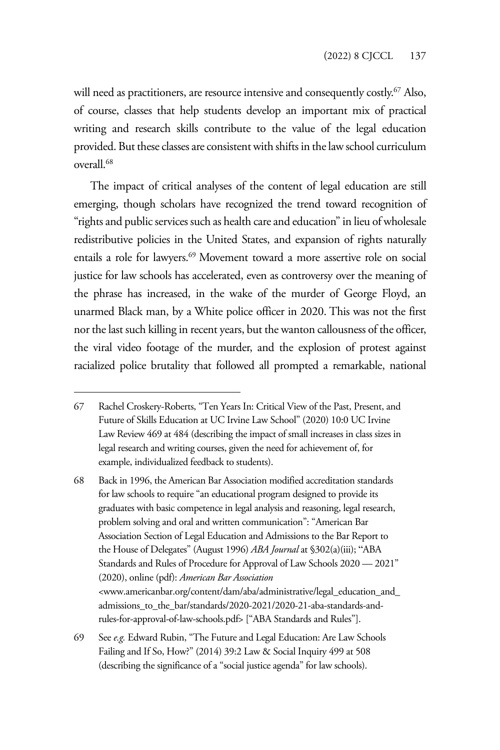will need as practitioners, are resource intensive and consequently costly.[67] Also, of course, classes that help students develop an important mix of practical writing and research skills contribute to the value of the legal education provided. But these classes are consistent with shifts in the law school curriculum overall.[68]

The impact of critical analyses of the content of legal education are still emerging, though scholars have recognized the trend toward recognition of "rights and public services such as health care and education" in lieu of wholesale redistributive policies in the United States, and expansion of rights naturally entails a role for lawyers.[69] Movement toward a more assertive role on social justice for law schools has accelerated, even as controversy over the meaning of the phrase has increased, in the wake of the murder of George Floyd, an unarmed Black man, by a White police officer in 2020. This was not the first nor the last such killing in recent years, but the wanton callousness of the officer, the viral video footage of the murder, and the explosion of protest against racialized police brutality that followed all prompted a remarkable, national

---

67 Rachel Croskery-Roberts, "Ten Years In: Critical View of the Past, Present, and Future of Skills Education at UC Irvine Law School" (2020) 10:0 UC Irvine Law Review 469 at 484 (describing the impact of small increases in class sizes in legal research and writing courses, given the need for achievement of, for example, individualized feedback to students).

68 Back in 1996, the American Bar Association modified accreditation standards for law schools to require "an educational program designed to provide its graduates with basic competence in legal analysis and reasoning, legal research, problem solving and oral and written communication": "American Bar Association Section of Legal Education and Admissions to the Bar Report to the House of Delegates" (August 1996) *ABA Journal* at §302(a)(iii); "ABA Standards and Rules of Procedure for Approval of Law Schools 2020 — 2021" (2020), online (pdf): *American Bar Association* <www.americanbar.org/content/dam/aba/administrative/legal_education_and_admissions_to_the_bar/standards/2020-2021/2020-21-aba-standards-and-rules-for-approval-of-law-schools.pdf> ["ABA Standards and Rules"].

69 See *e.g.* Edward Rubin, "The Future and Legal Education: Are Law Schools Failing and If So, How?" (2014) 39:2 Law & Social Inquiry 499 at 508 (describing the significance of a "social justice agenda" for law schools).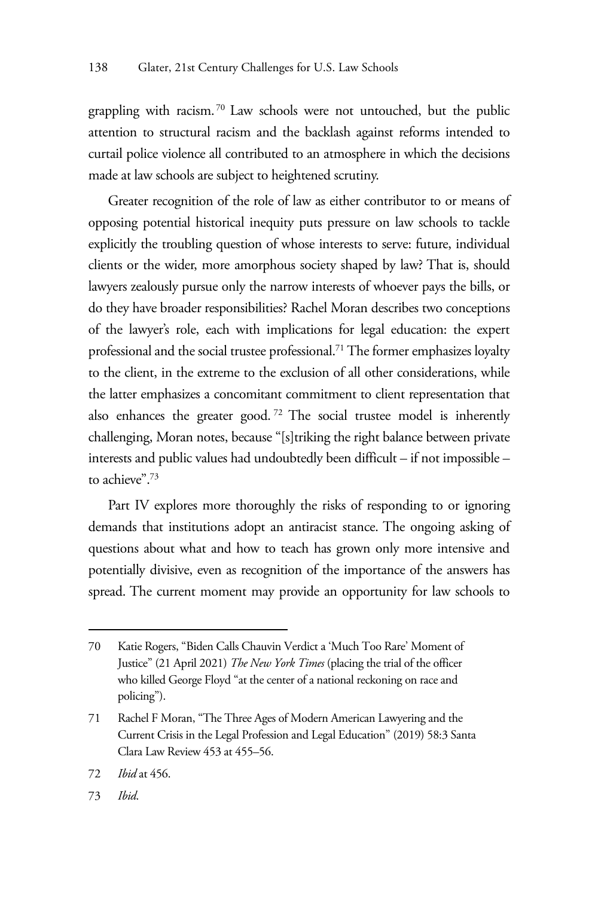grappling with racism.[70] Law schools were not untouched, but the public attention to structural racism and the backlash against reforms intended to curtail police violence all contributed to an atmosphere in which the decisions made at law schools are subject to heightened scrutiny.

Greater recognition of the role of law as either contributor to or means of opposing potential historical inequity puts pressure on law schools to tackle explicitly the troubling question of whose interests to serve: future, individual clients or the wider, more amorphous society shaped by law? That is, should lawyers zealously pursue only the narrow interests of whoever pays the bills, or do they have broader responsibilities? Rachel Moran describes two conceptions of the lawyer's role, each with implications for legal education: the expert professional and the social trustee professional.[71] The former emphasizes loyalty to the client, in the extreme to the exclusion of all other considerations, while the latter emphasizes a concomitant commitment to client representation that also enhances the greater good.[72] The social trustee model is inherently challenging, Moran notes, because "[s]triking the right balance between private interests and public values had undoubtedly been difficult – if not impossible – to achieve".[73]

Part IV explores more thoroughly the risks of responding to or ignoring demands that institutions adopt an antiracist stance. The ongoing asking of questions about what and how to teach has grown only more intensive and potentially divisive, even as recognition of the importance of the answers has spread. The current moment may provide an opportunity for law schools to

---

70 Katie Rogers, "Biden Calls Chauvin Verdict a 'Much Too Rare' Moment of Justice" (21 April 2021) *The New York Times* (placing the trial of the officer who killed George Floyd "at the center of a national reckoning on race and policing").

71 Rachel F Moran, "The Three Ages of Modern American Lawyering and the Current Crisis in the Legal Profession and Legal Education" (2019) 58:3 Santa Clara Law Review 453 at 455–56.

72 *Ibid* at 456.

73 *Ibid*.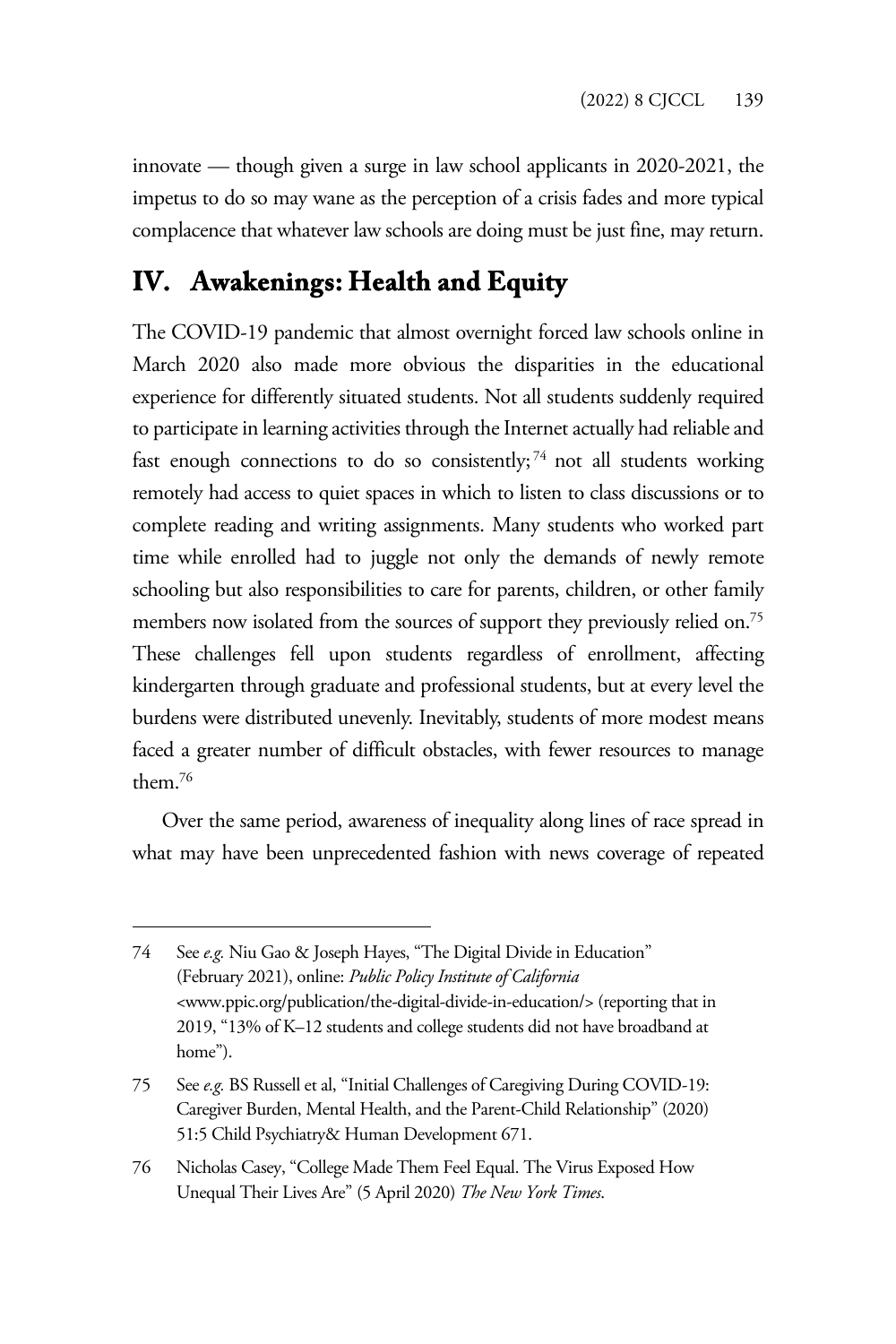innovate — though given a surge in law school applicants in 2020-2021, the impetus to do so may wane as the perception of a crisis fades and more typical complacence that whatever law schools are doing must be just fine, may return.

## IV. Awakenings: Health and Equity

The COVID-19 pandemic that almost overnight forced law schools online in March 2020 also made more obvious the disparities in the educational experience for differently situated students. Not all students suddenly required to participate in learning activities through the Internet actually had reliable and fast enough connections to do so consistently;[74] not all students working remotely had access to quiet spaces in which to listen to class discussions or to complete reading and writing assignments. Many students who worked part time while enrolled had to juggle not only the demands of newly remote schooling but also responsibilities to care for parents, children, or other family members now isolated from the sources of support they previously relied on.[75] These challenges fell upon students regardless of enrollment, affecting kindergarten through graduate and professional students, but at every level the burdens were distributed unevenly. Inevitably, students of more modest means faced a greater number of difficult obstacles, with fewer resources to manage them.[76]

Over the same period, awareness of inequality along lines of race spread in what may have been unprecedented fashion with news coverage of repeated

---

74 See *e.g.* Niu Gao & Joseph Hayes, "The Digital Divide in Education" (February 2021), online: *Public Policy Institute of California* <www.ppic.org/publication/the-digital-divide-in-education/> (reporting that in 2019, "13% of K–12 students and college students did not have broadband at home").

75 See *e.g.* BS Russell et al, "Initial Challenges of Caregiving During COVID-19: Caregiver Burden, Mental Health, and the Parent-Child Relationship" (2020) 51:5 Child Psychiatry& Human Development 671.

76 Nicholas Casey, "College Made Them Feel Equal. The Virus Exposed How Unequal Their Lives Are" (5 April 2020) *The New York Times*.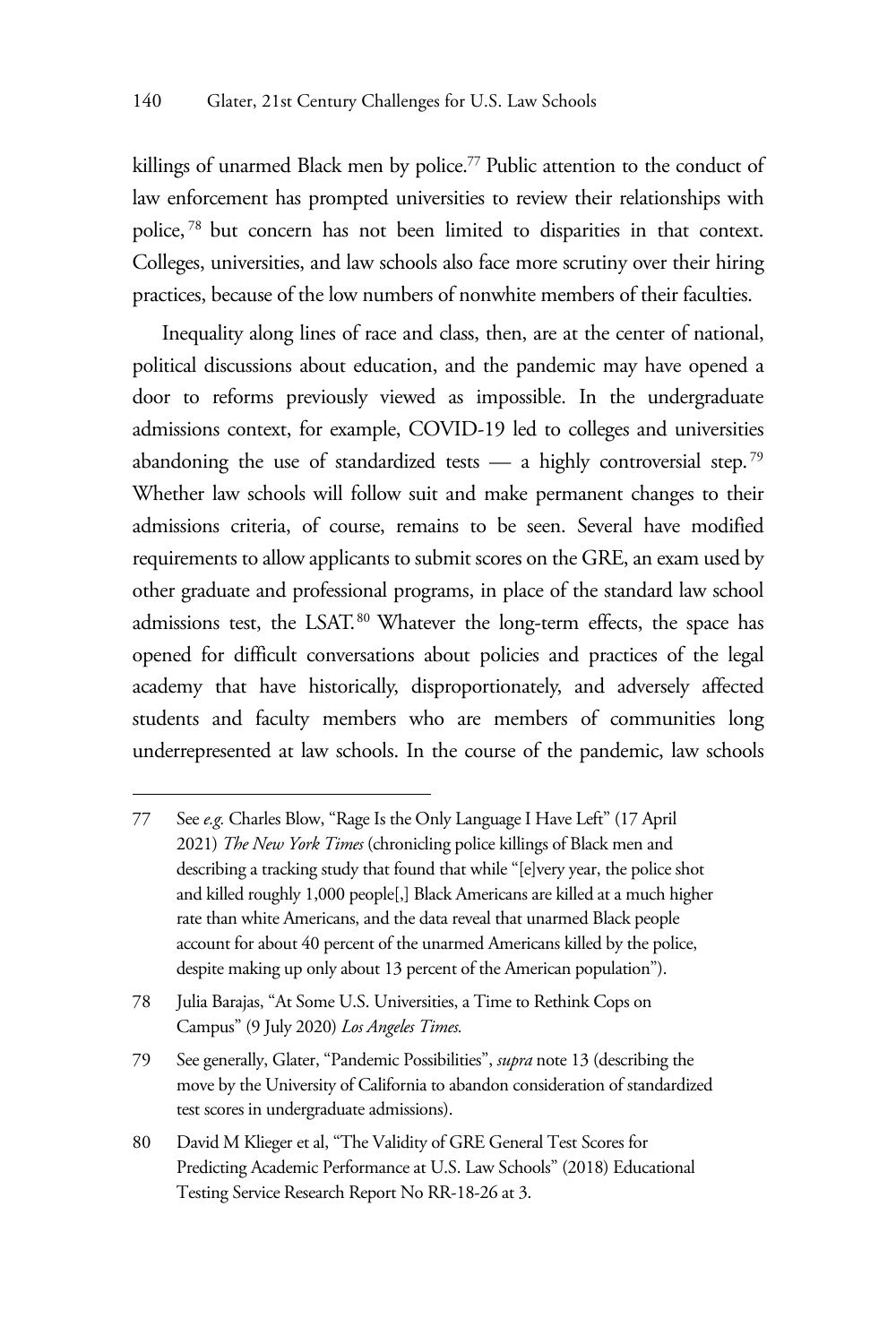killings of unarmed Black men by police.[77] Public attention to the conduct of law enforcement has prompted universities to review their relationships with police,[78] but concern has not been limited to disparities in that context. Colleges, universities, and law schools also face more scrutiny over their hiring practices, because of the low numbers of nonwhite members of their faculties.

Inequality along lines of race and class, then, are at the center of national, political discussions about education, and the pandemic may have opened a door to reforms previously viewed as impossible. In the undergraduate admissions context, for example, COVID-19 led to colleges and universities abandoning the use of standardized tests — a highly controversial step.[79] Whether law schools will follow suit and make permanent changes to their admissions criteria, of course, remains to be seen. Several have modified requirements to allow applicants to submit scores on the GRE, an exam used by other graduate and professional programs, in place of the standard law school admissions test, the LSAT.[80] Whatever the long-term effects, the space has opened for difficult conversations about policies and practices of the legal academy that have historically, disproportionately, and adversely affected students and faculty members who are members of communities long underrepresented at law schools. In the course of the pandemic, law schools

---

77 See *e.g.* Charles Blow, "Rage Is the Only Language I Have Left" (17 April 2021) *The New York Times* (chronicling police killings of Black men and describing a tracking study that found that while "[e]very year, the police shot and killed roughly 1,000 people[,] Black Americans are killed at a much higher rate than white Americans, and the data reveal that unarmed Black people account for about 40 percent of the unarmed Americans killed by the police, despite making up only about 13 percent of the American population").

78 Julia Barajas, "At Some U.S. Universities, a Time to Rethink Cops on Campus" (9 July 2020) *Los Angeles Times*.

79 See generally, Glater, "Pandemic Possibilities", *supra* note 13 (describing the move by the University of California to abandon consideration of standardized test scores in undergraduate admissions).

80 David M Klieger et al, "The Validity of GRE General Test Scores for Predicting Academic Performance at U.S. Law Schools" (2018) Educational Testing Service Research Report No RR-18-26 at 3.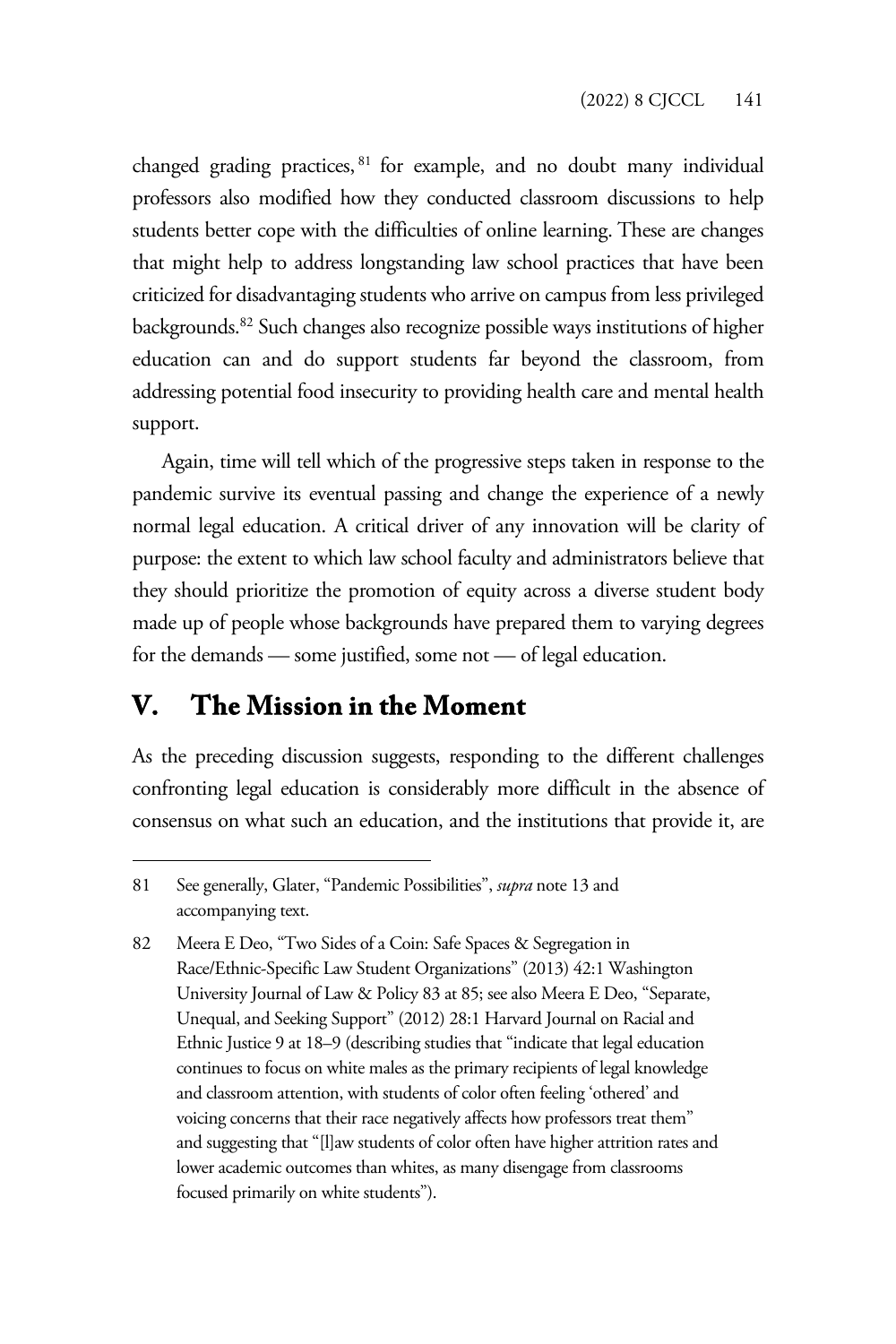changed grading practices,[81] for example, and no doubt many individual professors also modified how they conducted classroom discussions to help students better cope with the difficulties of online learning. These are changes that might help to address longstanding law school practices that have been criticized for disadvantaging students who arrive on campus from less privileged backgrounds.[82] Such changes also recognize possible ways institutions of higher education can and do support students far beyond the classroom, from addressing potential food insecurity to providing health care and mental health support.

Again, time will tell which of the progressive steps taken in response to the pandemic survive its eventual passing and change the experience of a newly normal legal education. A critical driver of any innovation will be clarity of purpose: the extent to which law school faculty and administrators believe that they should prioritize the promotion of equity across a diverse student body made up of people whose backgrounds have prepared them to varying degrees for the demands — some justified, some not — of legal education.

## V. The Mission in the Moment

As the preceding discussion suggests, responding to the different challenges confronting legal education is considerably more difficult in the absence of consensus on what such an education, and the institutions that provide it, are

---

81 See generally, Glater, "Pandemic Possibilities", *supra* note 13 and accompanying text.

82 Meera E Deo, "Two Sides of a Coin: Safe Spaces & Segregation in Race/Ethnic-Specific Law Student Organizations" (2013) 42:1 Washington University Journal of Law & Policy 83 at 85; see also Meera E Deo, "Separate, Unequal, and Seeking Support" (2012) 28:1 Harvard Journal on Racial and Ethnic Justice 9 at 18–9 (describing studies that "indicate that legal education continues to focus on white males as the primary recipients of legal knowledge and classroom attention, with students of color often feeling 'othered' and voicing concerns that their race negatively affects how professors treat them" and suggesting that "[l]aw students of color often have higher attrition rates and lower academic outcomes than whites, as many disengage from classrooms focused primarily on white students").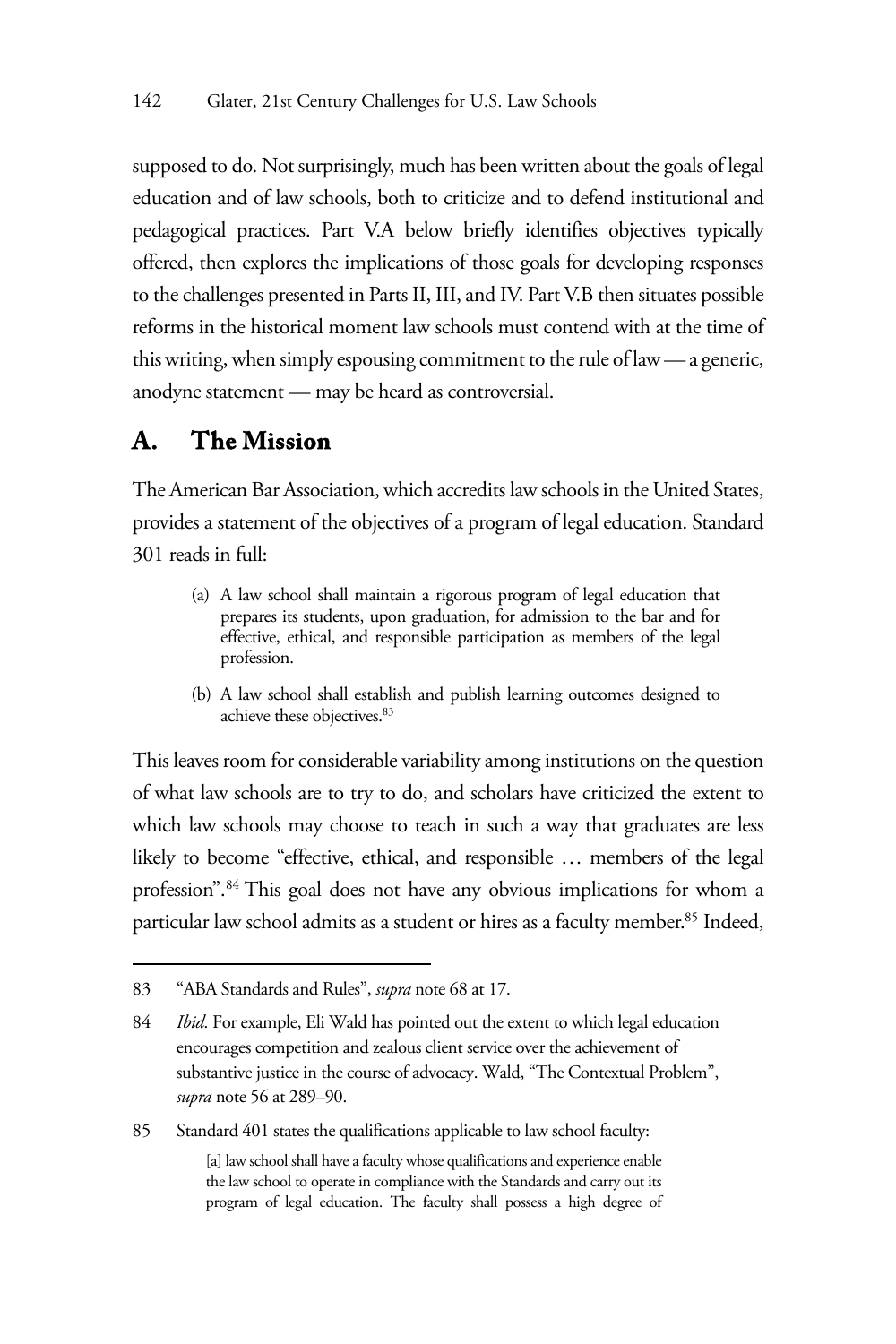supposed to do. Not surprisingly, much has been written about the goals of legal education and of law schools, both to criticize and to defend institutional and pedagogical practices. Part V.A below briefly identifies objectives typically offered, then explores the implications of those goals for developing responses to the challenges presented in Parts II, III, and IV. Part V.B then situates possible reforms in the historical moment law schools must contend with at the time of this writing, when simply espousing commitment to the rule of law — a generic, anodyne statement — may be heard as controversial.

## A. The Mission

The American Bar Association, which accredits law schools in the United States, provides a statement of the objectives of a program of legal education. Standard 301 reads in full:

> (a) A law school shall maintain a rigorous program of legal education that prepares its students, upon graduation, for admission to the bar and for effective, ethical, and responsible participation as members of the legal profession.
>
> (b) A law school shall establish and publish learning outcomes designed to achieve these objectives.[83]

This leaves room for considerable variability among institutions on the question of what law schools are to try to do, and scholars have criticized the extent to which law schools may choose to teach in such a way that graduates are less likely to become "effective, ethical, and responsible … members of the legal profession".[84] This goal does not have any obvious implications for whom a particular law school admits as a student or hires as a faculty member.[85] Indeed,

---

83 "ABA Standards and Rules", *supra* note 68 at 17.

84 *Ibid.* For example, Eli Wald has pointed out the extent to which legal education encourages competition and zealous client service over the achievement of substantive justice in the course of advocacy. Wald, "The Contextual Problem", *supra* note 56 at 289–90.

85 Standard 401 states the qualifications applicable to law school faculty:

> [a] law school shall have a faculty whose qualifications and experience enable the law school to operate in compliance with the Standards and carry out its program of legal education. The faculty shall possess a high degree of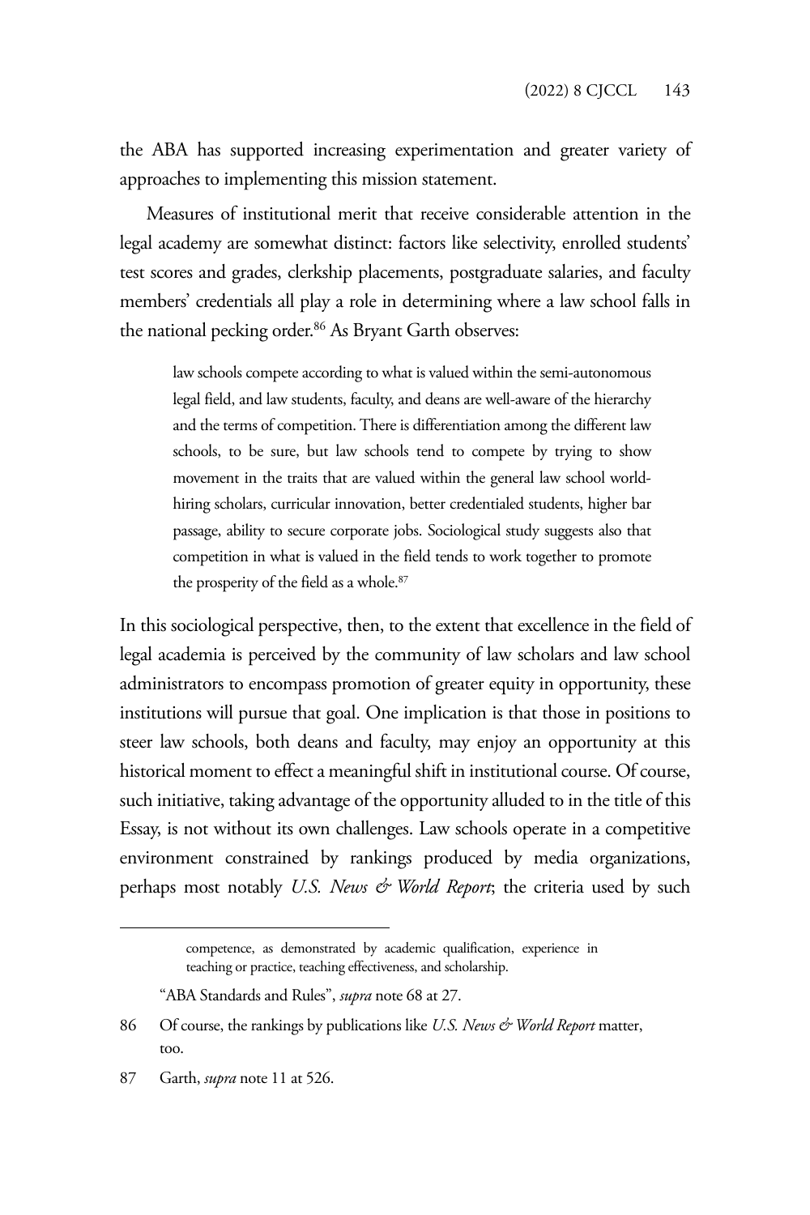the ABA has supported increasing experimentation and greater variety of approaches to implementing this mission statement.

Measures of institutional merit that receive considerable attention in the legal academy are somewhat distinct: factors like selectivity, enrolled students' test scores and grades, clerkship placements, postgraduate salaries, and faculty members' credentials all play a role in determining where a law school falls in the national pecking order.[86] As Bryant Garth observes:

> law schools compete according to what is valued within the semi-autonomous legal field, and law students, faculty, and deans are well-aware of the hierarchy and the terms of competition. There is differentiation among the different law schools, to be sure, but law schools tend to compete by trying to show movement in the traits that are valued within the general law school world-hiring scholars, curricular innovation, better credentialed students, higher bar passage, ability to secure corporate jobs. Sociological study suggests also that competition in what is valued in the field tends to work together to promote the prosperity of the field as a whole.[87]

In this sociological perspective, then, to the extent that excellence in the field of legal academia is perceived by the community of law scholars and law school administrators to encompass promotion of greater equity in opportunity, these institutions will pursue that goal. One implication is that those in positions to steer law schools, both deans and faculty, may enjoy an opportunity at this historical moment to effect a meaningful shift in institutional course. Of course, such initiative, taking advantage of the opportunity alluded to in the title of this Essay, is not without its own challenges. Law schools operate in a competitive environment constrained by rankings produced by media organizations, perhaps most notably *U.S. News & World Report*; the criteria used by such

---

> competence, as demonstrated by academic qualification, experience in teaching or practice, teaching effectiveness, and scholarship.

"ABA Standards and Rules", *supra* note 68 at 27.

86 Of course, the rankings by publications like *U.S. News & World Report* matter, too.

87 Garth, *supra* note 11 at 526.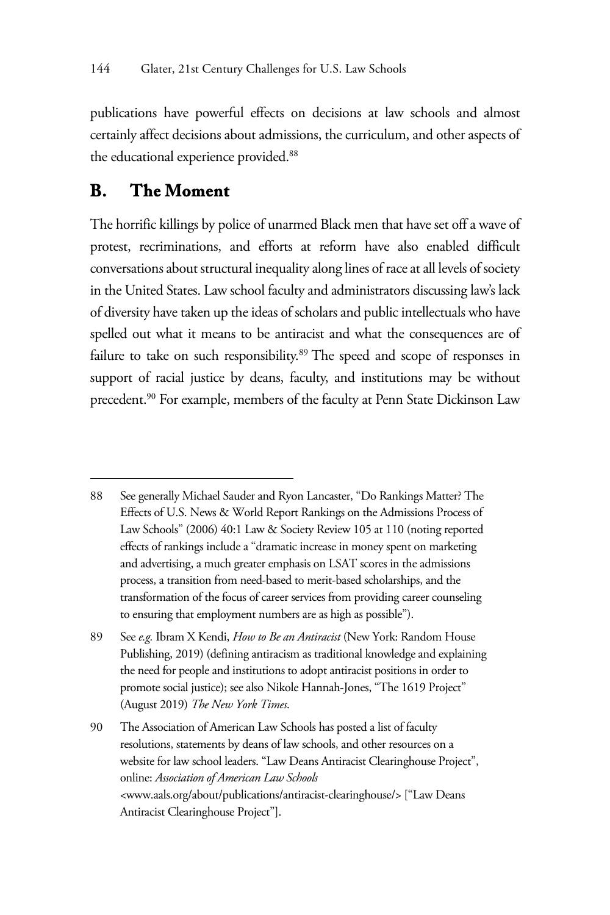publications have powerful effects on decisions at law schools and almost certainly affect decisions about admissions, the curriculum, and other aspects of the educational experience provided.[88]

## B. The Moment

The horrific killings by police of unarmed Black men that have set off a wave of protest, recriminations, and efforts at reform have also enabled difficult conversations about structural inequality along lines of race at all levels of society in the United States. Law school faculty and administrators discussing law's lack of diversity have taken up the ideas of scholars and public intellectuals who have spelled out what it means to be antiracist and what the consequences are of failure to take on such responsibility.[89] The speed and scope of responses in support of racial justice by deans, faculty, and institutions may be without precedent.[90] For example, members of the faculty at Penn State Dickinson Law

---

88 See generally Michael Sauder and Ryon Lancaster, "Do Rankings Matter? The Effects of U.S. News & World Report Rankings on the Admissions Process of Law Schools" (2006) 40:1 Law & Society Review 105 at 110 (noting reported effects of rankings include a "dramatic increase in money spent on marketing and advertising, a much greater emphasis on LSAT scores in the admissions process, a transition from need-based to merit-based scholarships, and the transformation of the focus of career services from providing career counseling to ensuring that employment numbers are as high as possible").

89 See *e.g.* Ibram X Kendi, *How to Be an Antiracist* (New York: Random House Publishing, 2019) (defining antiracism as traditional knowledge and explaining the need for people and institutions to adopt antiracist positions in order to promote social justice); see also Nikole Hannah-Jones, "The 1619 Project" (August 2019) *The New York Times*.

90 The Association of American Law Schools has posted a list of faculty resolutions, statements by deans of law schools, and other resources on a website for law school leaders. "Law Deans Antiracist Clearinghouse Project", online: *Association of American Law Schools* <www.aals.org/about/publications/antiracist-clearinghouse/> ["Law Deans Antiracist Clearinghouse Project"].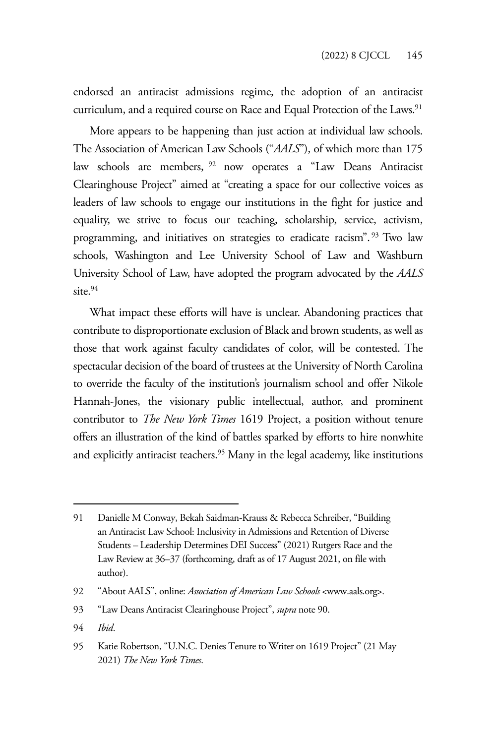endorsed an antiracist admissions regime, the adoption of an antiracist curriculum, and a required course on Race and Equal Protection of the Laws.[91]

More appears to be happening than just action at individual law schools. The Association of American Law Schools ("*AALS*"), of which more than 175 law schools are members,[92] now operates a "Law Deans Antiracist Clearinghouse Project" aimed at "creating a space for our collective voices as leaders of law schools to engage our institutions in the fight for justice and equality, we strive to focus our teaching, scholarship, service, activism, programming, and initiatives on strategies to eradicate racism".[93] Two law schools, Washington and Lee University School of Law and Washburn University School of Law, have adopted the program advocated by the *AALS* site.[94]

What impact these efforts will have is unclear. Abandoning practices that contribute to disproportionate exclusion of Black and brown students, as well as those that work against faculty candidates of color, will be contested. The spectacular decision of the board of trustees at the University of North Carolina to override the faculty of the institution's journalism school and offer Nikole Hannah-Jones, the visionary public intellectual, author, and prominent contributor to *The New York Times* 1619 Project, a position without tenure offers an illustration of the kind of battles sparked by efforts to hire nonwhite and explicitly antiracist teachers.[95] Many in the legal academy, like institutions

---

91 Danielle M Conway, Bekah Saidman-Krauss & Rebecca Schreiber, "Building an Antiracist Law School: Inclusivity in Admissions and Retention of Diverse Students – Leadership Determines DEI Success" (2021) Rutgers Race and the Law Review at 36–37 (forthcoming, draft as of 17 August 2021, on file with author).

92 "About AALS", online: *Association of American Law Schools* <www.aals.org>.

93 "Law Deans Antiracist Clearinghouse Project", *supra* note 90.

94 *Ibid.*

95 Katie Robertson, "U.N.C. Denies Tenure to Writer on 1619 Project" (21 May 2021) *The New York Times*.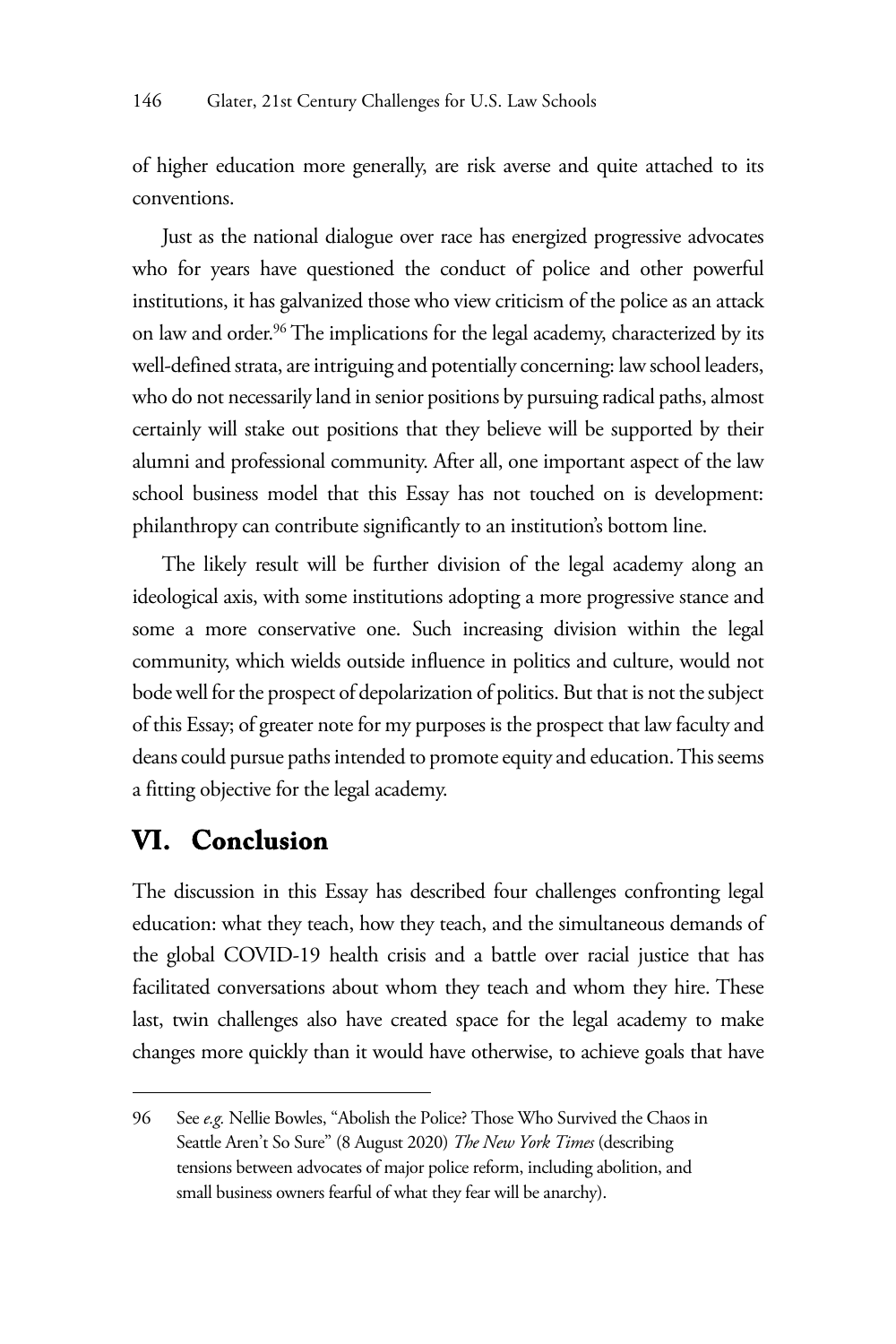of higher education more generally, are risk averse and quite attached to its conventions.

Just as the national dialogue over race has energized progressive advocates who for years have questioned the conduct of police and other powerful institutions, it has galvanized those who view criticism of the police as an attack on law and order.[96] The implications for the legal academy, characterized by its well-defined strata, are intriguing and potentially concerning: law school leaders, who do not necessarily land in senior positions by pursuing radical paths, almost certainly will stake out positions that they believe will be supported by their alumni and professional community. After all, one important aspect of the law school business model that this Essay has not touched on is development: philanthropy can contribute significantly to an institution's bottom line.

The likely result will be further division of the legal academy along an ideological axis, with some institutions adopting a more progressive stance and some a more conservative one. Such increasing division within the legal community, which wields outside influence in politics and culture, would not bode well for the prospect of depolarization of politics. But that is not the subject of this Essay; of greater note for my purposes is the prospect that law faculty and deans could pursue paths intended to promote equity and education. This seems a fitting objective for the legal academy.

## VI. Conclusion

The discussion in this Essay has described four challenges confronting legal education: what they teach, how they teach, and the simultaneous demands of the global COVID-19 health crisis and a battle over racial justice that has facilitated conversations about whom they teach and whom they hire. These last, twin challenges also have created space for the legal academy to make changes more quickly than it would have otherwise, to achieve goals that have

---

96 See *e.g.* Nellie Bowles, "Abolish the Police? Those Who Survived the Chaos in Seattle Aren't So Sure" (8 August 2020) *The New York Times* (describing tensions between advocates of major police reform, including abolition, and small business owners fearful of what they fear will be anarchy).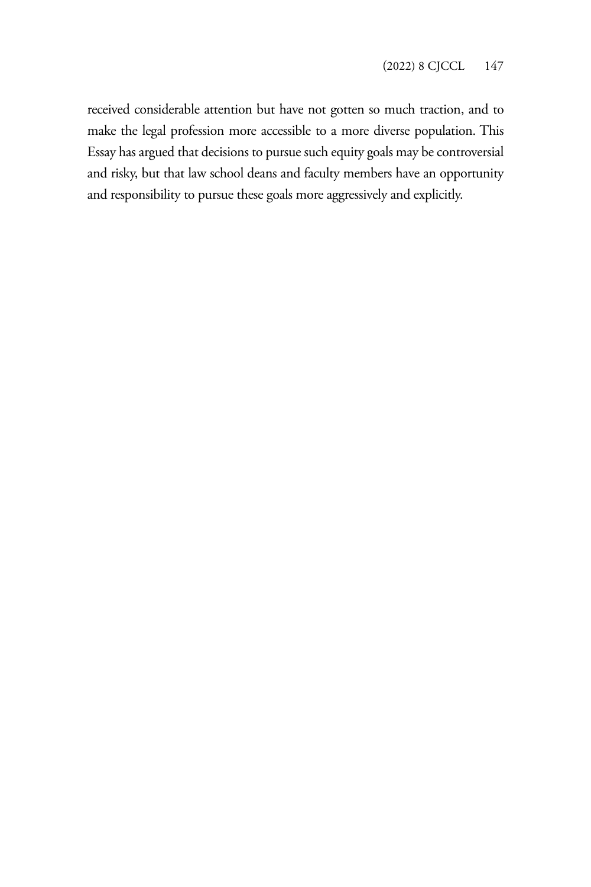received considerable attention but have not gotten so much traction, and to make the legal profession more accessible to a more diverse population. This Essay has argued that decisions to pursue such equity goals may be controversial and risky, but that law school deans and faculty members have an opportunity and responsibility to pursue these goals more aggressively and explicitly.